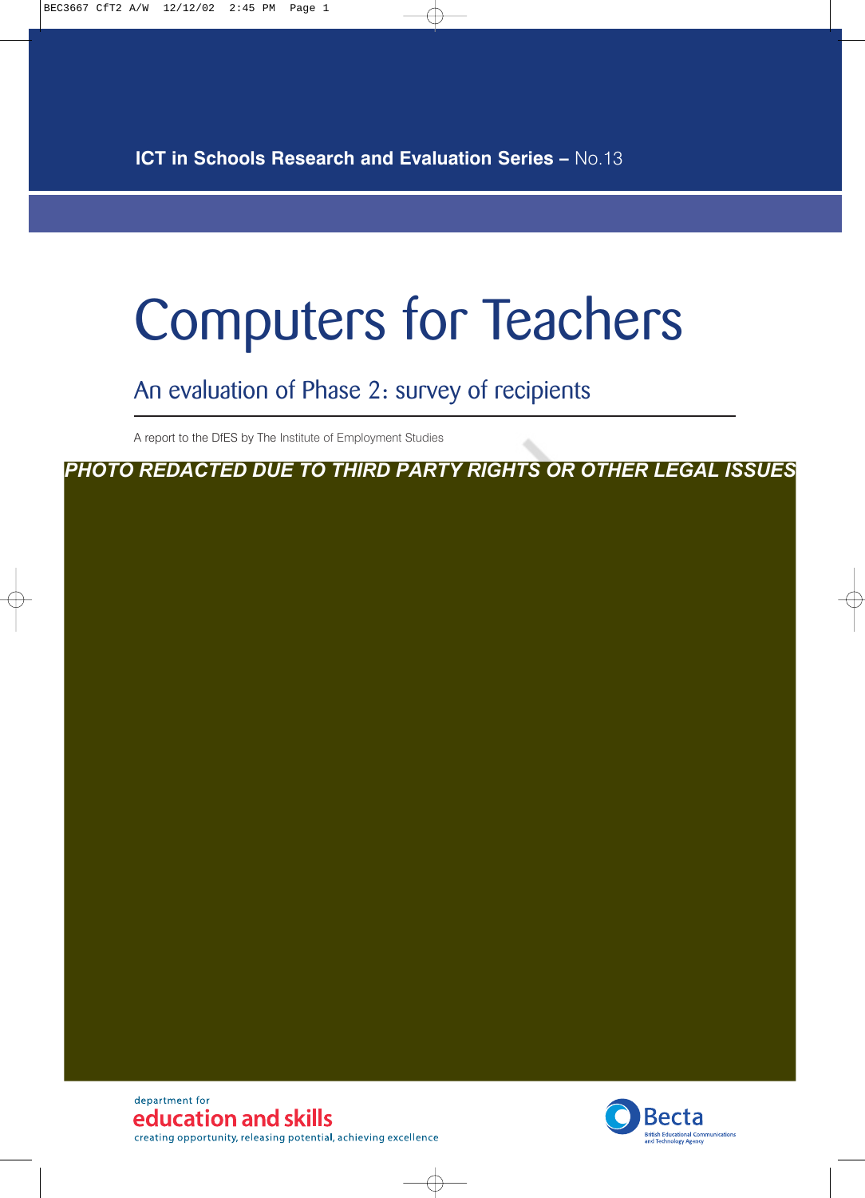**ICT in Schools Research and Evaluation Series – No.13**

# Computers for Teachers

## An evaluation of Phase 2: survey of recipients

A report to the DfES by The Institute of Employment Studies

*PHOTO REDACTED DUE TO THIRD PARTY RIGHTS OR OTHER LEGAL ISSUES*

department for
education and skills
creating opportunity, releasing potential, achieving excellence

Becta
British Educational Communications and Technology Agency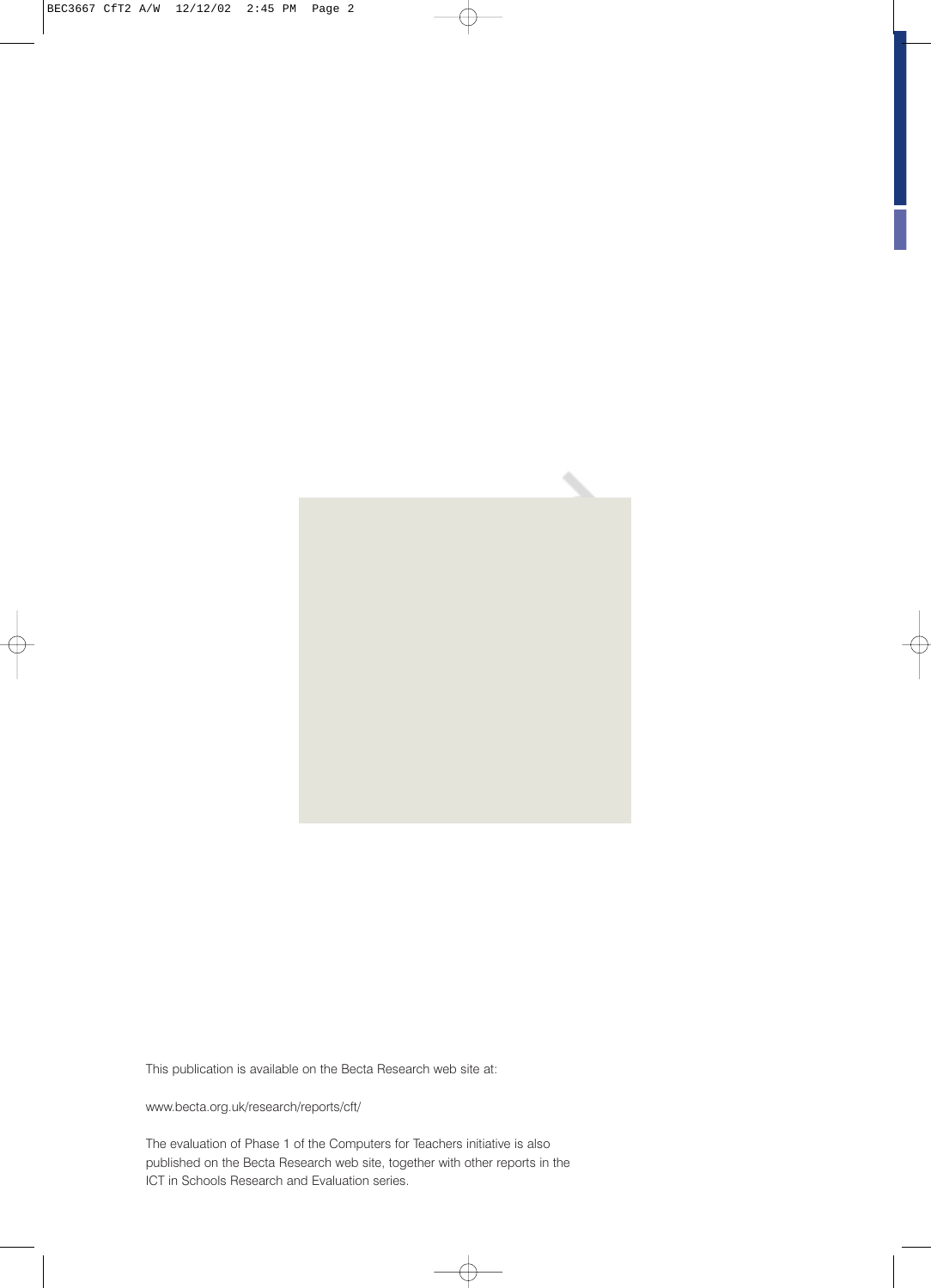This publication is available on the Becta Research web site at:

www.becta.org.uk/research/reports/cft/

The evaluation of Phase 1 of the Computers for Teachers initiative is also published on the Becta Research web site, together with other reports in the ICT in Schools Research and Evaluation series.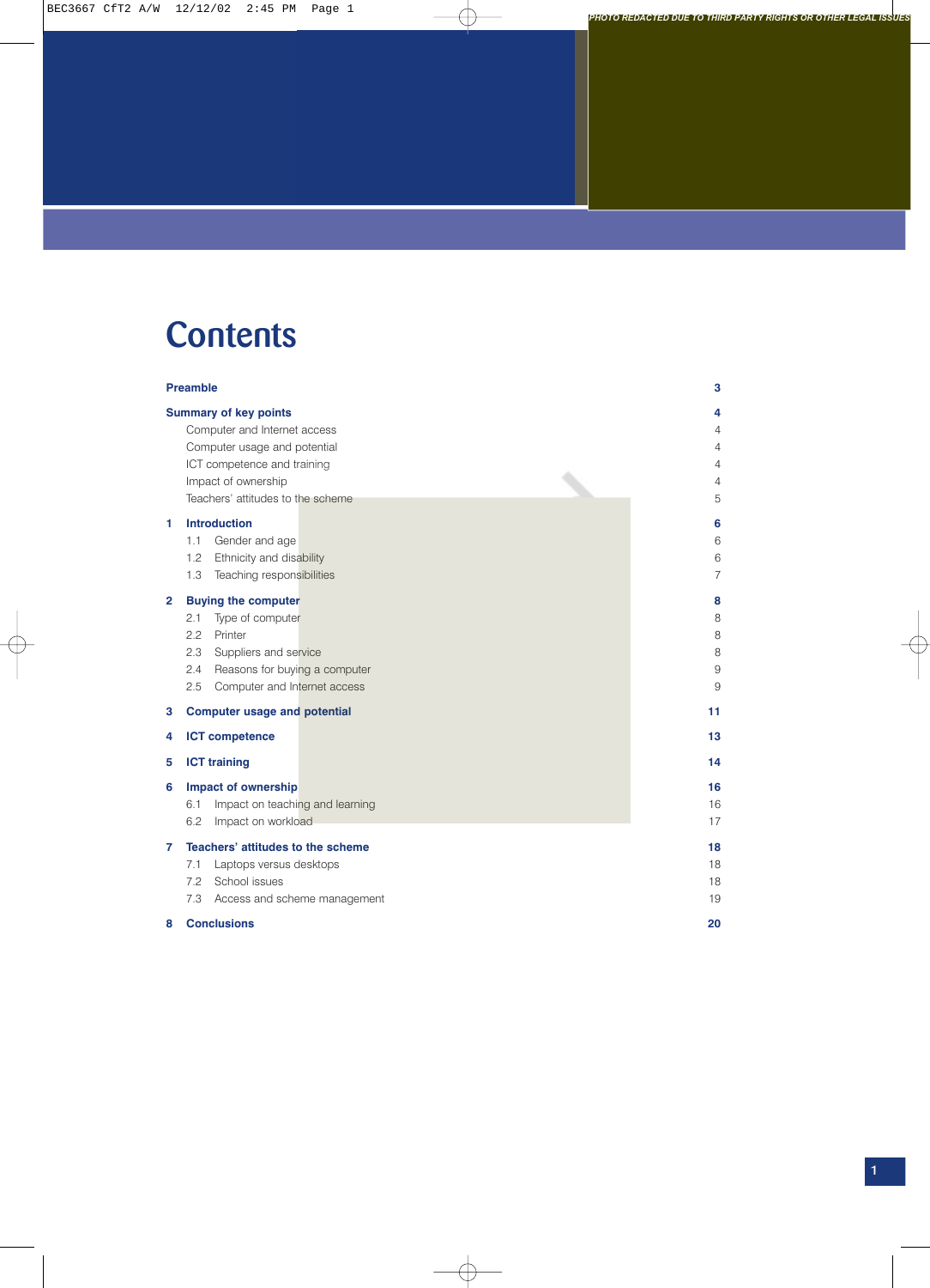# Contents

| | | |
|---|---|---|
| **Preamble** | | **3** |
| **Summary of key points** | | **4** |
| | Computer and Internet access | 4 |
| | Computer usage and potential | 4 |
| | ICT competence and training | 4 |
| | Impact of ownership | 4 |
| | Teachers' attitudes to the scheme | 5 |
| **1** | **Introduction** | **6** |
| 1.1 | Gender and age | 6 |
| 1.2 | Ethnicity and disability | 6 |
| 1.3 | Teaching responsibilities | 7 |
| **2** | **Buying the computer** | **8** |
| 2.1 | Type of computer | 8 |
| 2.2 | Printer | 8 |
| 2.3 | Suppliers and service | 8 |
| 2.4 | Reasons for buying a computer | 9 |
| 2.5 | Computer and Internet access | 9 |
| **3** | **Computer usage and potential** | **11** |
| **4** | **ICT competence** | **13** |
| **5** | **ICT training** | **14** |
| **6** | **Impact of ownership** | **16** |
| 6.1 | Impact on teaching and learning | 16 |
| 6.2 | Impact on workload | 17 |
| **7** | **Teachers' attitudes to the scheme** | **18** |
| 7.1 | Laptops versus desktops | 18 |
| 7.2 | School issues | 18 |
| 7.3 | Access and scheme management | 19 |
| **8** | **Conclusions** | **20** |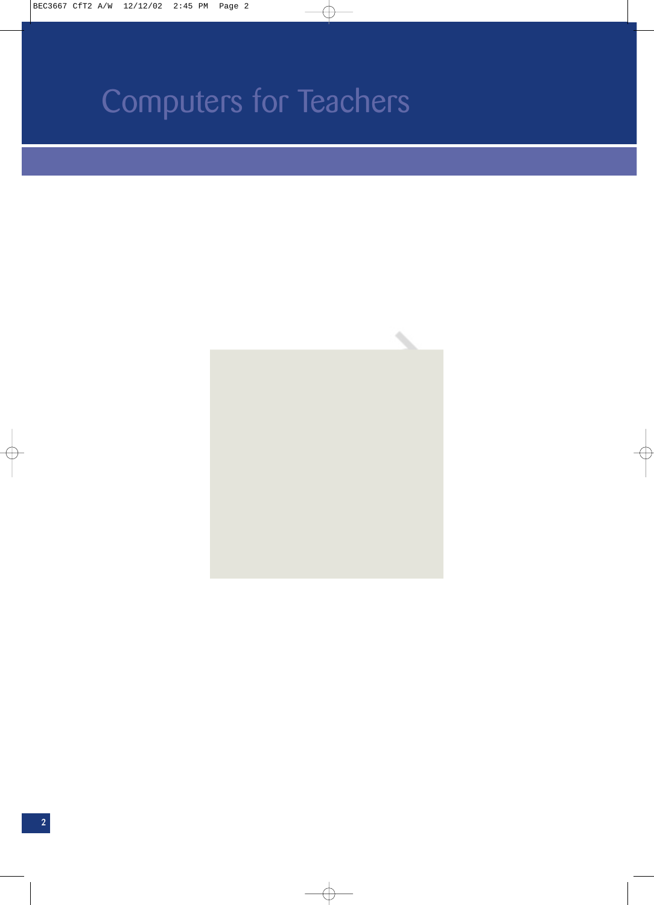# Computers for Teachers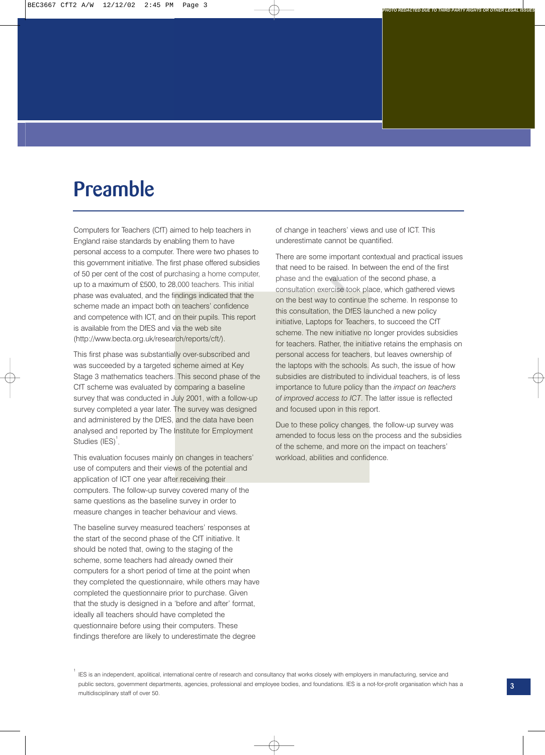# Preamble

Computers for Teachers (CfT) aimed to help teachers in England raise standards by enabling them to have personal access to a computer. There were two phases to this government initiative. The first phase offered subsidies of 50 per cent of the cost of purchasing a home computer, up to a maximum of £500, to 28,000 teachers. This initial phase was evaluated, and the findings indicated that the scheme made an impact both on teachers' confidence and competence with ICT, and on their pupils. This report is available from the DfES and via the web site (http://www.becta.org.uk/research/reports/cft/).

This first phase was substantially over-subscribed and was succeeded by a targeted scheme aimed at Key Stage 3 mathematics teachers. This second phase of the CfT scheme was evaluated by comparing a baseline survey that was conducted in July 2001, with a follow-up survey completed a year later. The survey was designed and administered by the DfES, and the data have been analysed and reported by The Institute for Employment Studies (IES)[1].

This evaluation focuses mainly on changes in teachers' use of computers and their views of the potential and application of ICT one year after receiving their computers. The follow-up survey covered many of the same questions as the baseline survey in order to measure changes in teacher behaviour and views.

The baseline survey measured teachers' responses at the start of the second phase of the CfT initiative. It should be noted that, owing to the staging of the scheme, some teachers had already owned their computers for a short period of time at the point when they completed the questionnaire, while others may have completed the questionnaire prior to purchase. Given that the study is designed in a 'before and after' format, ideally all teachers should have completed the questionnaire before using their computers. These findings therefore are likely to underestimate the degree of change in teachers' views and use of ICT. This underestimate cannot be quantified.

There are some important contextual and practical issues that need to be raised. In between the end of the first phase and the evaluation of the second phase, a consultation exercise took place, which gathered views on the best way to continue the scheme. In response to this consultation, the DfES launched a new policy initiative, Laptops for Teachers, to succeed the CfT scheme. The new initiative no longer provides subsidies for teachers. Rather, the initiative retains the emphasis on personal access for teachers, but leaves ownership of the laptops with the schools. As such, the issue of how subsidies are distributed to individual teachers, is of less importance to future policy than the *impact on teachers of improved access to ICT*. The latter issue is reflected and focused upon in this report.

Due to these policy changes, the follow-up survey was amended to focus less on the process and the subsidies of the scheme, and more on the impact on teachers' workload, abilities and confidence.

[1] IES is an independent, apolitical, international centre of research and consultancy that works closely with employers in manufacturing, service and public sectors, government departments, agencies, professional and employee bodies, and foundations. IES is a not-for-profit organisation which has a multidisciplinary staff of over 50.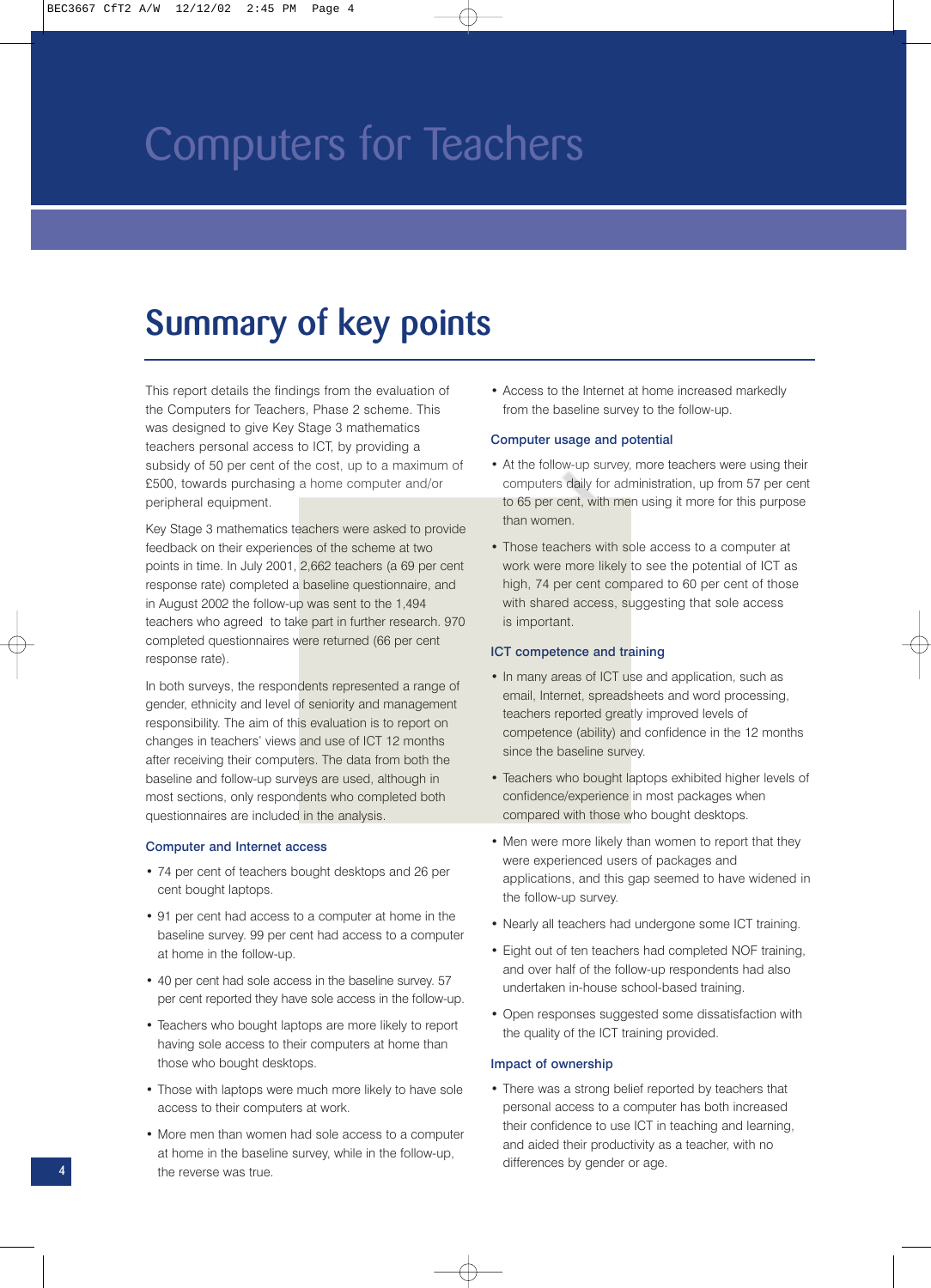# Computers for Teachers

## Summary of key points

This report details the findings from the evaluation of the Computers for Teachers, Phase 2 scheme. This was designed to give Key Stage 3 mathematics teachers personal access to ICT, by providing a subsidy of 50 per cent of the cost, up to a maximum of £500, towards purchasing a home computer and/or peripheral equipment.

Key Stage 3 mathematics teachers were asked to provide feedback on their experiences of the scheme at two points in time. In July 2001, 2,662 teachers (a 69 per cent response rate) completed a baseline questionnaire, and in August 2002 the follow-up was sent to the 1,494 teachers who agreed to take part in further research. 970 completed questionnaires were returned (66 per cent response rate).

In both surveys, the respondents represented a range of gender, ethnicity and level of seniority and management responsibility. The aim of this evaluation is to report on changes in teachers' views and use of ICT 12 months after receiving their computers. The data from both the baseline and follow-up surveys are used, although in most sections, only respondents who completed both questionnaires are included in the analysis.

### Computer and Internet access

- 74 per cent of teachers bought desktops and 26 per cent bought laptops.
- 91 per cent had access to a computer at home in the baseline survey. 99 per cent had access to a computer at home in the follow-up.
- 40 per cent had sole access in the baseline survey. 57 per cent reported they have sole access in the follow-up.
- Teachers who bought laptops are more likely to report having sole access to their computers at home than those who bought desktops.
- Those with laptops were much more likely to have sole access to their computers at work.
- More men than women had sole access to a computer at home in the baseline survey, while in the follow-up, the reverse was true.
- Access to the Internet at home increased markedly from the baseline survey to the follow-up.

### Computer usage and potential

- At the follow-up survey, more teachers were using their computers daily for administration, up from 57 per cent to 65 per cent, with men using it more for this purpose than women.
- Those teachers with sole access to a computer at work were more likely to see the potential of ICT as high, 74 per cent compared to 60 per cent of those with shared access, suggesting that sole access is important.

### ICT competence and training

- In many areas of ICT use and application, such as email, Internet, spreadsheets and word processing, teachers reported greatly improved levels of competence (ability) and confidence in the 12 months since the baseline survey.
- Teachers who bought laptops exhibited higher levels of confidence/experience in most packages when compared with those who bought desktops.
- Men were more likely than women to report that they were experienced users of packages and applications, and this gap seemed to have widened in the follow-up survey.
- Nearly all teachers had undergone some ICT training.
- Eight out of ten teachers had completed NOF training, and over half of the follow-up respondents had also undertaken in-house school-based training.
- Open responses suggested some dissatisfaction with the quality of the ICT training provided.

### Impact of ownership

- There was a strong belief reported by teachers that personal access to a computer has both increased their confidence to use ICT in teaching and learning, and aided their productivity as a teacher, with no differences by gender or age.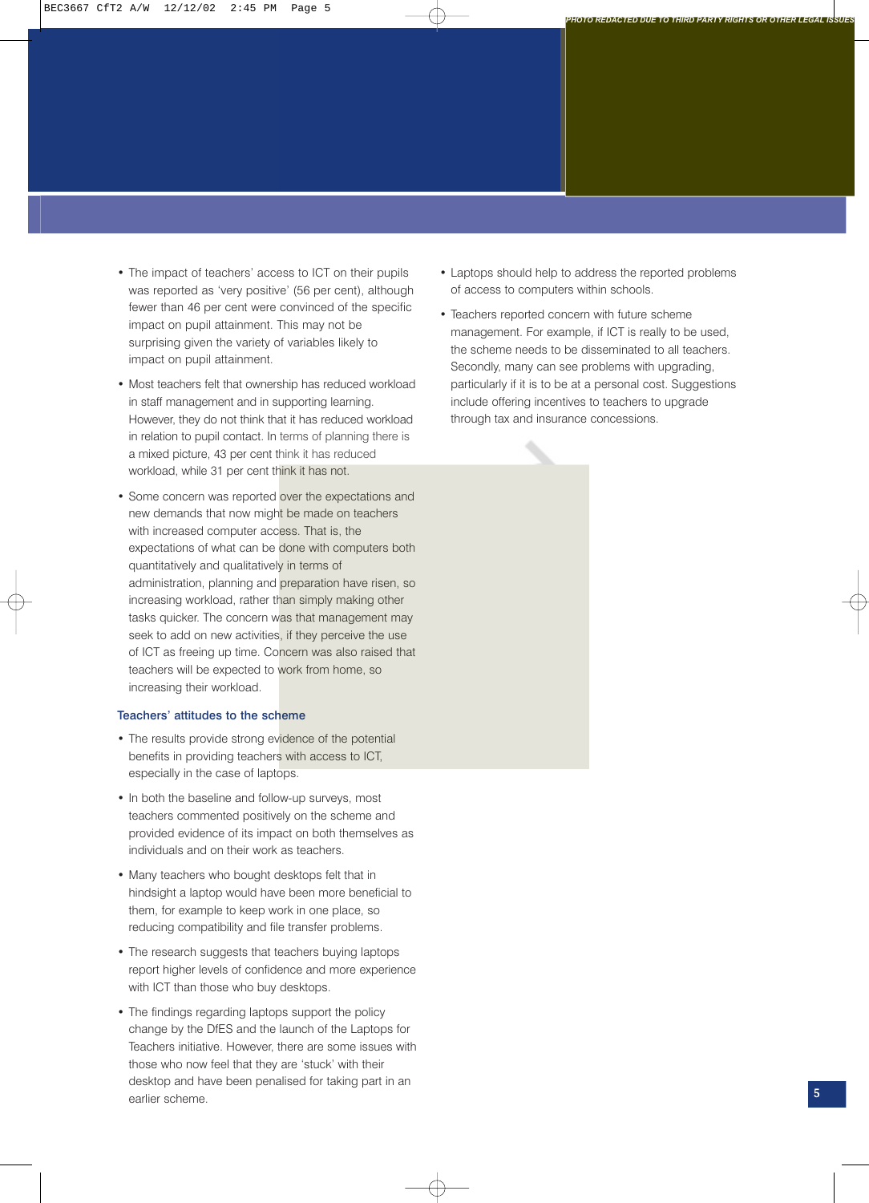- The impact of teachers' access to ICT on their pupils was reported as 'very positive' (56 per cent), although fewer than 46 per cent were convinced of the specific impact on pupil attainment. This may not be surprising given the variety of variables likely to impact on pupil attainment.

- Most teachers felt that ownership has reduced workload in staff management and in supporting learning. However, they do not think that it has reduced workload in relation to pupil contact. In terms of planning there is a mixed picture, 43 per cent think it has reduced workload, while 31 per cent think it has not.

- Some concern was reported over the expectations and new demands that now might be made on teachers with increased computer access. That is, the expectations of what can be done with computers both quantitatively and qualitatively in terms of administration, planning and preparation have risen, so increasing workload, rather than simply making other tasks quicker. The concern was that management may seek to add on new activities, if they perceive the use of ICT as freeing up time. Concern was also raised that teachers will be expected to work from home, so increasing their workload.

### Teachers' attitudes to the scheme

- The results provide strong evidence of the potential benefits in providing teachers with access to ICT, especially in the case of laptops.

- In both the baseline and follow-up surveys, most teachers commented positively on the scheme and provided evidence of its impact on both themselves as individuals and on their work as teachers.

- Many teachers who bought desktops felt that in hindsight a laptop would have been more beneficial to them, for example to keep work in one place, so reducing compatibility and file transfer problems.

- The research suggests that teachers buying laptops report higher levels of confidence and more experience with ICT than those who buy desktops.

- The findings regarding laptops support the policy change by the DfES and the launch of the Laptops for Teachers initiative. However, there are some issues with those who now feel that they are 'stuck' with their desktop and have been penalised for taking part in an earlier scheme.

- Laptops should help to address the reported problems of access to computers within schools.

- Teachers reported concern with future scheme management. For example, if ICT is really to be used, the scheme needs to be disseminated to all teachers. Secondly, many can see problems with upgrading, particularly if it is to be at a personal cost. Suggestions include offering incentives to teachers to upgrade through tax and insurance concessions.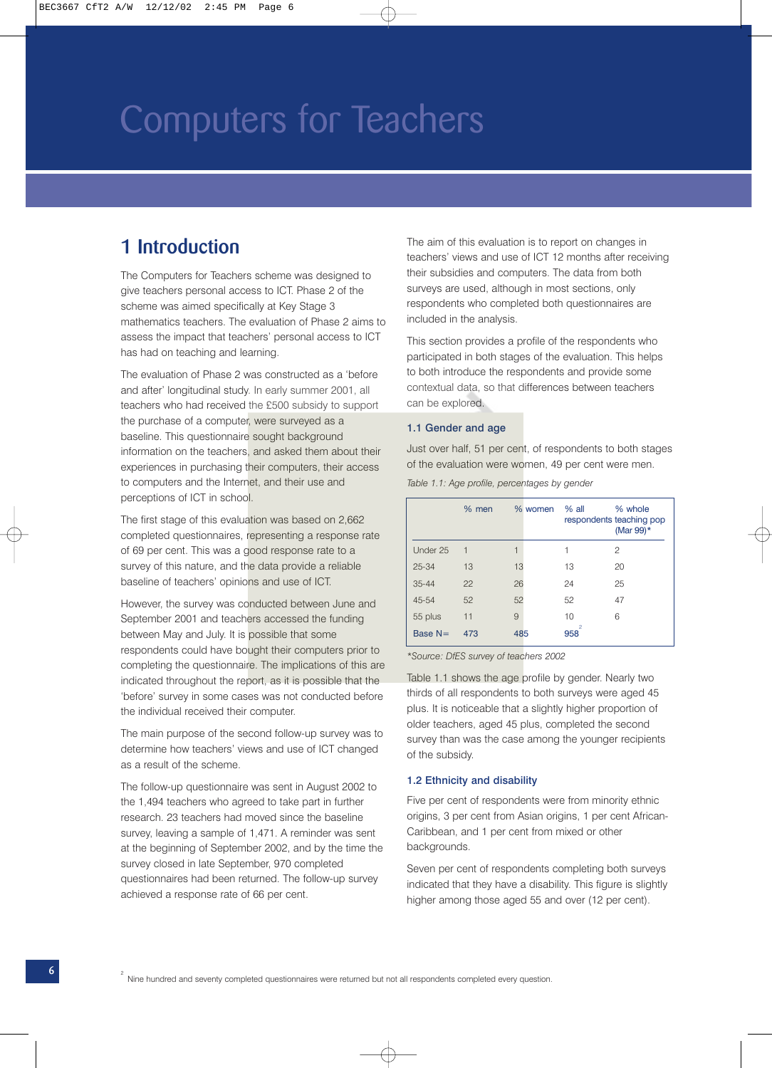# Computers for Teachers

## 1 Introduction

The Computers for Teachers scheme was designed to give teachers personal access to ICT. Phase 2 of the scheme was aimed specifically at Key Stage 3 mathematics teachers. The evaluation of Phase 2 aims to assess the impact that teachers' personal access to ICT has had on teaching and learning.

The evaluation of Phase 2 was constructed as a 'before and after' longitudinal study. In early summer 2001, all teachers who had received the £500 subsidy to support the purchase of a computer, were surveyed as a baseline. This questionnaire sought background information on the teachers, and asked them about their experiences in purchasing their computers, their access to computers and the Internet, and their use and perceptions of ICT in school.

The first stage of this evaluation was based on 2,662 completed questionnaires, representing a response rate of 69 per cent. This was a good response rate to a survey of this nature, and the data provide a reliable baseline of teachers' opinions and use of ICT.

However, the survey was conducted between June and September 2001 and teachers accessed the funding between May and July. It is possible that some respondents could have bought their computers prior to completing the questionnaire. The implications of this are indicated throughout the report, as it is possible that the 'before' survey in some cases was not conducted before the individual received their computer.

The main purpose of the second follow-up survey was to determine how teachers' views and use of ICT changed as a result of the scheme.

The follow-up questionnaire was sent in August 2002 to the 1,494 teachers who agreed to take part in further research. 23 teachers had moved since the baseline survey, leaving a sample of 1,471. A reminder was sent at the beginning of September 2002, and by the time the survey closed in late September, 970 completed questionnaires had been returned. The follow-up survey achieved a response rate of 66 per cent.

The aim of this evaluation is to report on changes in teachers' views and use of ICT 12 months after receiving their subsidies and computers. The data from both surveys are used, although in most sections, only respondents who completed both questionnaires are included in the analysis.

This section provides a profile of the respondents who participated in both stages of the evaluation. This helps to both introduce the respondents and provide some contextual data, so that differences between teachers can be explored.

### 1.1 Gender and age

Just over half, 51 per cent, of respondents to both stages of the evaluation were women, 49 per cent were men.

*Table 1.1: Age profile, percentages by gender*

| | % men | % women | % all respondents | % whole teaching pop (Mar 99)* |
|---|---|---|---|---|
| Under 25 | 1 | 1 | 1 | 2 |
| 25-34 | 13 | 13 | 13 | 20 |
| 35-44 | 22 | 26 | 24 | 25 |
| 45-54 | 52 | 52 | 52 | 47 |
| 55 plus | 11 | 9 | 10 | 6 |
| Base N= | 473 | 485 | 958[2] | |

*\*Source: DfES survey of teachers 2002*

Table 1.1 shows the age profile by gender. Nearly two thirds of all respondents to both surveys were aged 45 plus. It is noticeable that a slightly higher proportion of older teachers, aged 45 plus, completed the second survey than was the case among the younger recipients of the subsidy.

### 1.2 Ethnicity and disability

Five per cent of respondents were from minority ethnic origins, 3 per cent from Asian origins, 1 per cent African-Caribbean, and 1 per cent from mixed or other backgrounds.

Seven per cent of respondents completing both surveys indicated that they have a disability. This figure is slightly higher among those aged 55 and over (12 per cent).

[2] Nine hundred and seventy completed questionnaires were returned but not all respondents completed every question.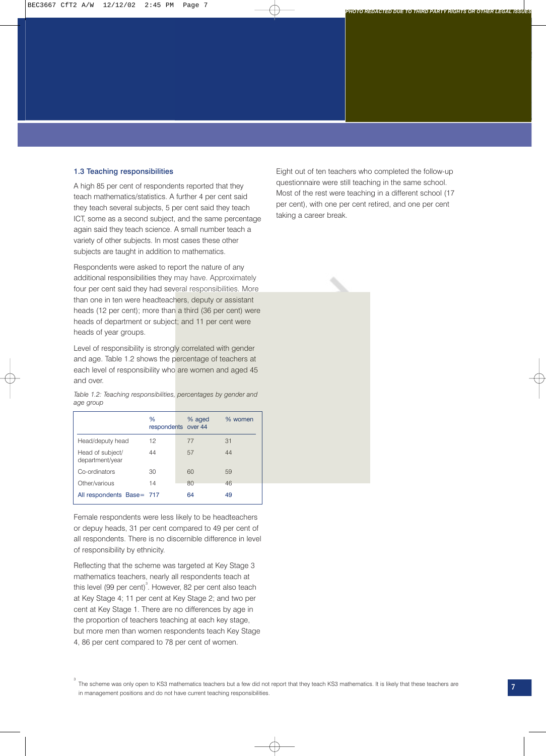### 1.3 Teaching responsibilities

A high 85 per cent of respondents reported that they teach mathematics/statistics. A further 4 per cent said they teach several subjects, 5 per cent said they teach ICT, some as a second subject, and the same percentage again said they teach science. A small number teach a variety of other subjects. In most cases these other subjects are taught in addition to mathematics.

Respondents were asked to report the nature of any additional responsibilities they may have. Approximately four per cent said they had several responsibilities. More than one in ten were headteachers, deputy or assistant heads (12 per cent); more than a third (36 per cent) were heads of department or subject; and 11 per cent were heads of year groups.

Level of responsibility is strongly correlated with gender and age. Table 1.2 shows the percentage of teachers at each level of responsibility who are women and aged 45 and over.

*Table 1.2: Teaching responsibilities, percentages by gender and age group*

| | % respondents | % aged over 44 | % women |
|---|---|---|---|
| Head/deputy head | 12 | 77 | 31 |
| Head of subject/ department/year | 44 | 57 | 44 |
| Co-ordinators | 30 | 60 | 59 |
| Other/various | 14 | 80 | 46 |
| All respondents Base= | 717 | 64 | 49 |

Female respondents were less likely to be headteachers or depuy heads, 31 per cent compared to 49 per cent of all respondents. There is no discernible difference in level of responsibility by ethnicity.

Reflecting that the scheme was targeted at Key Stage 3 mathematics teachers, nearly all respondents teach at this level (99 per cent)[3]. However, 82 per cent also teach at Key Stage 4; 11 per cent at Key Stage 2; and two per cent at Key Stage 1. There are no differences by age in the proportion of teachers teaching at each key stage, but more men than women respondents teach Key Stage 4, 86 per cent compared to 78 per cent of women.

Eight out of ten teachers who completed the follow-up questionnaire were still teaching in the same school. Most of the rest were teaching in a different school (17 per cent), with one per cent retired, and one per cent taking a career break.

[3] The scheme was only open to KS3 mathematics teachers but a few did not report that they teach KS3 mathematics. It is likely that these teachers are in management positions and do not have current teaching responsibilities.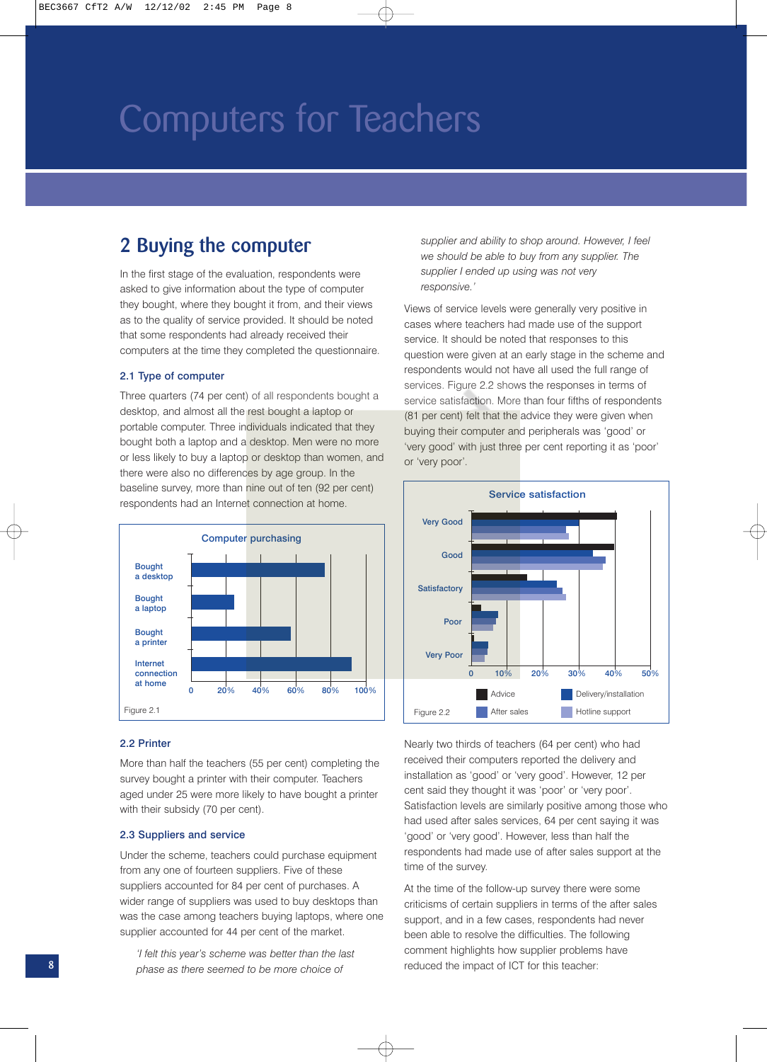# Computers for Teachers

## 2 Buying the computer

In the first stage of the evaluation, respondents were asked to give information about the type of computer they bought, where they bought it from, and their views as to the quality of service provided. It should be noted that some respondents had already received their computers at the time they completed the questionnaire.

### 2.1 Type of computer

Three quarters (74 per cent) of all respondents bought a desktop, and almost all the rest bought a laptop or portable computer. Three individuals indicated that they bought both a laptop and a desktop. Men were no more or less likely to buy a laptop or desktop than women, and there were also no differences by age group. In the baseline survey, more than nine out of ten (92 per cent) respondents had an Internet connection at home.

**Computer purchasing**

Bars: Bought a desktop; Bought a laptop; Bought a printer; Internet connection at home. Axis: 0, 20%, 40%, 60%, 80%, 100%.

Figure 2.1

### 2.2 Printer

More than half the teachers (55 per cent) completing the survey bought a printer with their computer. Teachers aged under 25 were more likely to have bought a printer with their subsidy (70 per cent).

### 2.3 Suppliers and service

Under the scheme, teachers could purchase equipment from any one of fourteen suppliers. Five of these suppliers accounted for 84 per cent of purchases. A wider range of suppliers was used to buy desktops than was the case among teachers buying laptops, where one supplier accounted for 44 per cent of the market.

> *'I felt this year's scheme was better than the last phase as there seemed to be more choice of supplier and ability to shop around. However, I feel we should be able to buy from any supplier. The supplier I ended up using was not very responsive.'*

Views of service levels were generally very positive in cases where teachers had made use of the support service. It should be noted that responses to this question were given at an early stage in the scheme and respondents would not have all used the full range of services. Figure 2.2 shows the responses in terms of service satisfaction. More than four fifths of respondents (81 per cent) felt that the advice they were given when buying their computer and peripherals was 'good' or 'very good' with just three per cent reporting it as 'poor' or 'very poor'.

**Service satisfaction**

Categories: Very Good; Good; Satisfactory; Poor; Very Poor. Axis: 0, 10%, 20%, 30%, 40%, 50%. Legend: Advice; Delivery/installation; After sales; Hotline support.

Figure 2.2

Nearly two thirds of teachers (64 per cent) who had received their computers reported the delivery and installation as 'good' or 'very good'. However, 12 per cent said they thought it was 'poor' or 'very poor'. Satisfaction levels are similarly positive among those who had used after sales services, 64 per cent saying it was 'good' or 'very good'. However, less than half the respondents had made use of after sales support at the time of the survey.

At the time of the follow-up survey there were some criticisms of certain suppliers in terms of the after sales support, and in a few cases, respondents had never been able to resolve the difficulties. The following comment highlights how supplier problems have reduced the impact of ICT for this teacher: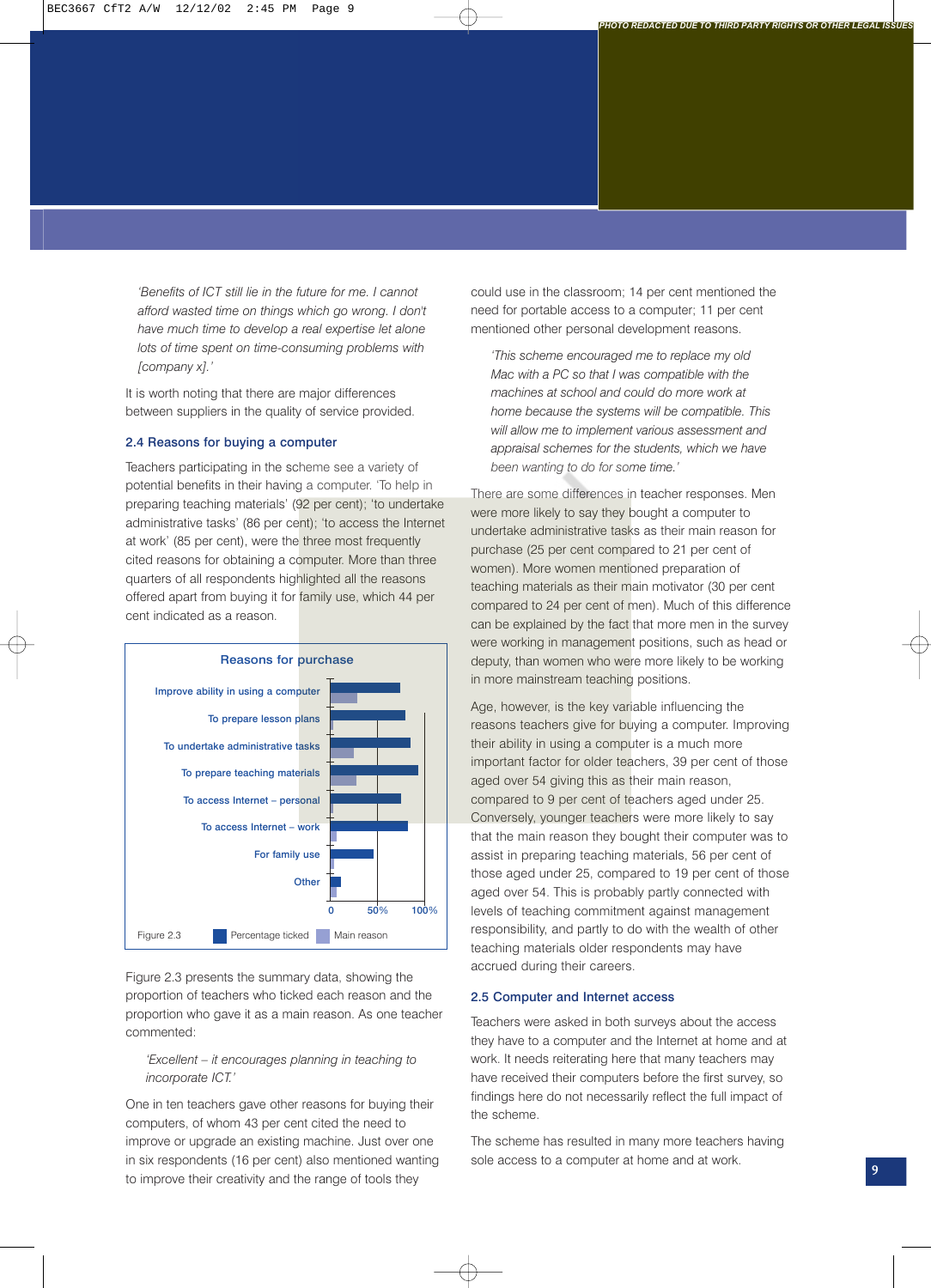*'Benefits of ICT still lie in the future for me. I cannot afford wasted time on things which go wrong. I don't have much time to develop a real expertise let alone lots of time spent on time-consuming problems with [company x].'*

It is worth noting that there are major differences between suppliers in the quality of service provided.

### 2.4 Reasons for buying a computer

Teachers participating in the scheme see a variety of potential benefits in their having a computer. 'To help in preparing teaching materials' (92 per cent); 'to undertake administrative tasks' (86 per cent); 'to access the Internet at work' (85 per cent), were the three most frequently cited reasons for obtaining a computer. More than three quarters of all respondents highlighted all the reasons offered apart from buying it for family use, which 44 per cent indicated as a reason.

**Reasons for purchase**

Improve ability in using a computer
To prepare lesson plans
To undertake administrative tasks
To prepare teaching materials
To access Internet – personal
To access Internet – work
For family use
Other

0 50% 100%

Percentage ticked / Main reason

Figure 2.3

Figure 2.3 presents the summary data, showing the proportion of teachers who ticked each reason and the proportion who gave it as a main reason. As one teacher commented:

*'Excellent – it encourages planning in teaching to incorporate ICT.'*

One in ten teachers gave other reasons for buying their computers, of whom 43 per cent cited the need to improve or upgrade an existing machine. Just over one in six respondents (16 per cent) also mentioned wanting to improve their creativity and the range of tools they could use in the classroom; 14 per cent mentioned the need for portable access to a computer; 11 per cent mentioned other personal development reasons.

*'This scheme encouraged me to replace my old Mac with a PC so that I was compatible with the machines at school and could do more work at home because the systems will be compatible. This will allow me to implement various assessment and appraisal schemes for the students, which we have been wanting to do for some time.'*

There are some differences in teacher responses. Men were more likely to say they bought a computer to undertake administrative tasks as their main reason for purchase (25 per cent compared to 21 per cent of women). More women mentioned preparation of teaching materials as their main motivator (30 per cent compared to 24 per cent of men). Much of this difference can be explained by the fact that more men in the survey were working in management positions, such as head or deputy, than women who were more likely to be working in more mainstream teaching positions.

Age, however, is the key variable influencing the reasons teachers give for buying a computer. Improving their ability in using a computer is a much more important factor for older teachers, 39 per cent of those aged over 54 giving this as their main reason, compared to 9 per cent of teachers aged under 25. Conversely, younger teachers were more likely to say that the main reason they bought their computer was to assist in preparing teaching materials, 56 per cent of those aged under 25, compared to 19 per cent of those aged over 54. This is probably partly connected with levels of teaching commitment against management responsibility, and partly to do with the wealth of other teaching materials older respondents may have accrued during their careers.

### 2.5 Computer and Internet access

Teachers were asked in both surveys about the access they have to a computer and the Internet at home and at work. It needs reiterating here that many teachers may have received their computers before the first survey, so findings here do not necessarily reflect the full impact of the scheme.

The scheme has resulted in many more teachers having sole access to a computer at home and at work.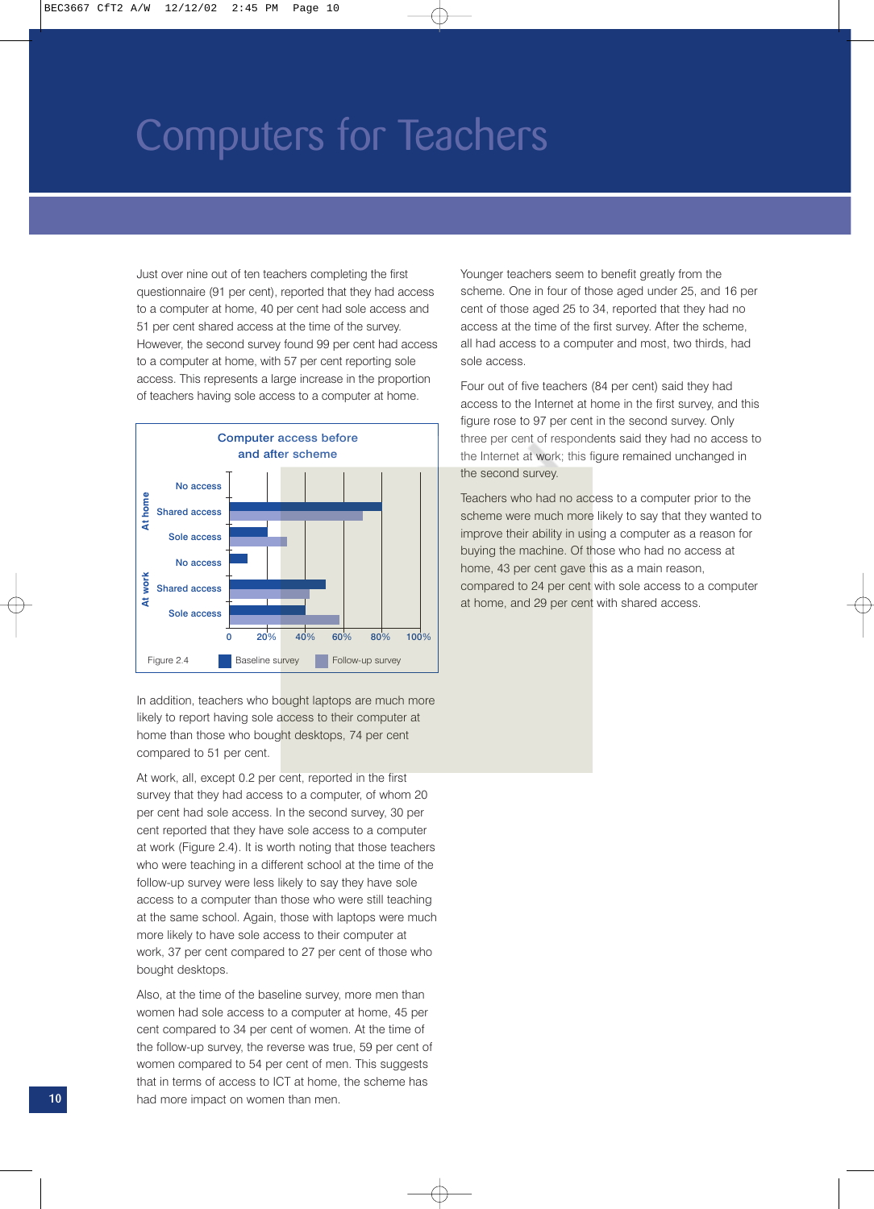# Computers for Teachers

Just over nine out of ten teachers completing the first questionnaire (91 per cent), reported that they had access to a computer at home, 40 per cent had sole access and 51 per cent shared access at the time of the survey. However, the second survey found 99 per cent had access to a computer at home, with 57 per cent reporting sole access. This represents a large increase in the proportion of teachers having sole access to a computer at home.

**Computer access before and after scheme**

Figure 2.4 — Baseline survey / Follow-up survey (At home: No access, Shared access, Sole access; At work: No access, Shared access, Sole access; 0–100%)

In addition, teachers who bought laptops are much more likely to report having sole access to their computer at home than those who bought desktops, 74 per cent compared to 51 per cent.

At work, all, except 0.2 per cent, reported in the first survey that they had access to a computer, of whom 20 per cent had sole access. In the second survey, 30 per cent reported that they have sole access to a computer at work (Figure 2.4). It is worth noting that those teachers who were teaching in a different school at the time of the follow-up survey were less likely to say they have sole access to a computer than those who were still teaching at the same school. Again, those with laptops were much more likely to have sole access to their computer at work, 37 per cent compared to 27 per cent of those who bought desktops.

Also, at the time of the baseline survey, more men than women had sole access to a computer at home, 45 per cent compared to 34 per cent of women. At the time of the follow-up survey, the reverse was true, 59 per cent of women compared to 54 per cent of men. This suggests that in terms of access to ICT at home, the scheme has had more impact on women than men.

Younger teachers seem to benefit greatly from the scheme. One in four of those aged under 25, and 16 per cent of those aged 25 to 34, reported that they had no access at the time of the first survey. After the scheme, all had access to a computer and most, two thirds, had sole access.

Four out of five teachers (84 per cent) said they had access to the Internet at home in the first survey, and this figure rose to 97 per cent in the second survey. Only three per cent of respondents said they had no access to the Internet at work; this figure remained unchanged in the second survey.

Teachers who had no access to a computer prior to the scheme were much more likely to say that they wanted to improve their ability in using a computer as a reason for buying the machine. Of those who had no access at home, 43 per cent gave this as a main reason, compared to 24 per cent with sole access to a computer at home, and 29 per cent with shared access.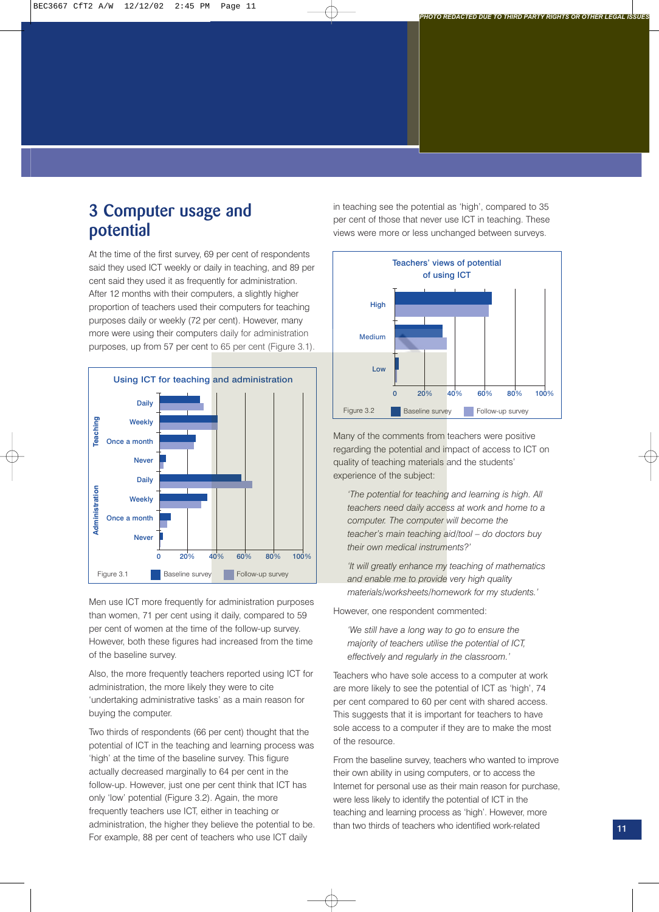# 3 Computer usage and potential

At the time of the first survey, 69 per cent of respondents said they used ICT weekly or daily in teaching, and 89 per cent said they used it as frequently for administration. After 12 months with their computers, a slightly higher proportion of teachers used their computers for teaching purposes daily or weekly (72 per cent). However, many more were using their computers daily for administration purposes, up from 57 per cent to 65 per cent (Figure 3.1).

**Using ICT for teaching and administration**

Figure 3.1 — Baseline survey / Follow-up survey

Men use ICT more frequently for administration purposes than women, 71 per cent using it daily, compared to 59 per cent of women at the time of the follow-up survey. However, both these figures had increased from the time of the baseline survey.

Also, the more frequently teachers reported using ICT for administration, the more likely they were to cite 'undertaking administrative tasks' as a main reason for buying the computer.

Two thirds of respondents (66 per cent) thought that the potential of ICT in the teaching and learning process was 'high' at the time of the baseline survey. This figure actually decreased marginally to 64 per cent in the follow-up. However, just one per cent think that ICT has only 'low' potential (Figure 3.2). Again, the more frequently teachers use ICT, either in teaching or administration, the higher they believe the potential to be. For example, 88 per cent of teachers who use ICT daily in teaching see the potential as 'high', compared to 35 per cent of those that never use ICT in teaching. These views were more or less unchanged between surveys.

**Teachers' views of potential of using ICT**

Figure 3.2 — Baseline survey / Follow-up survey

Many of the comments from teachers were positive regarding the potential and impact of access to ICT on quality of teaching materials and the students' experience of the subject:

> *'The potential for teaching and learning is high. All teachers need daily access at work and home to a computer. The computer will become the teacher's main teaching aid/tool – do doctors buy their own medical instruments?'*

> *'It will greatly enhance my teaching of mathematics and enable me to provide very high quality materials/worksheets/homework for my students.'*

However, one respondent commented:

> *'We still have a long way to go to ensure the majority of teachers utilise the potential of ICT, effectively and regularly in the classroom.'*

Teachers who have sole access to a computer at work are more likely to see the potential of ICT as 'high', 74 per cent compared to 60 per cent with shared access. This suggests that it is important for teachers to have sole access to a computer if they are to make the most of the resource.

From the baseline survey, teachers who wanted to improve their own ability in using computers, or to access the Internet for personal use as their main reason for purchase, were less likely to identify the potential of ICT in the teaching and learning process as 'high'. However, more than two thirds of teachers who identified work-related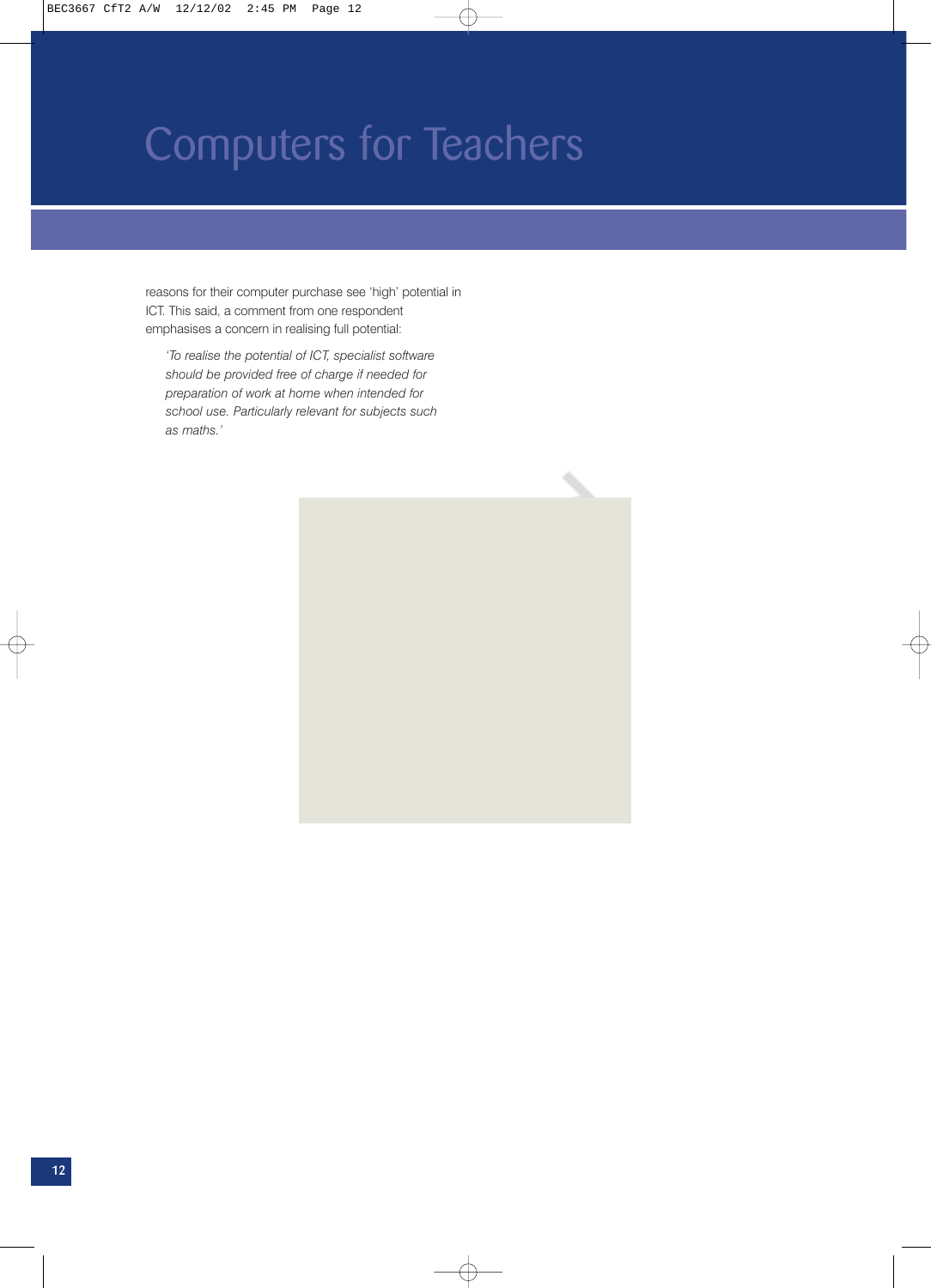reasons for their computer purchase see 'high' potential in ICT. This said, a comment from one respondent emphasises a concern in realising full potential:

> *'To realise the potential of ICT, specialist software should be provided free of charge if needed for preparation of work at home when intended for school use. Particularly relevant for subjects such as maths.'*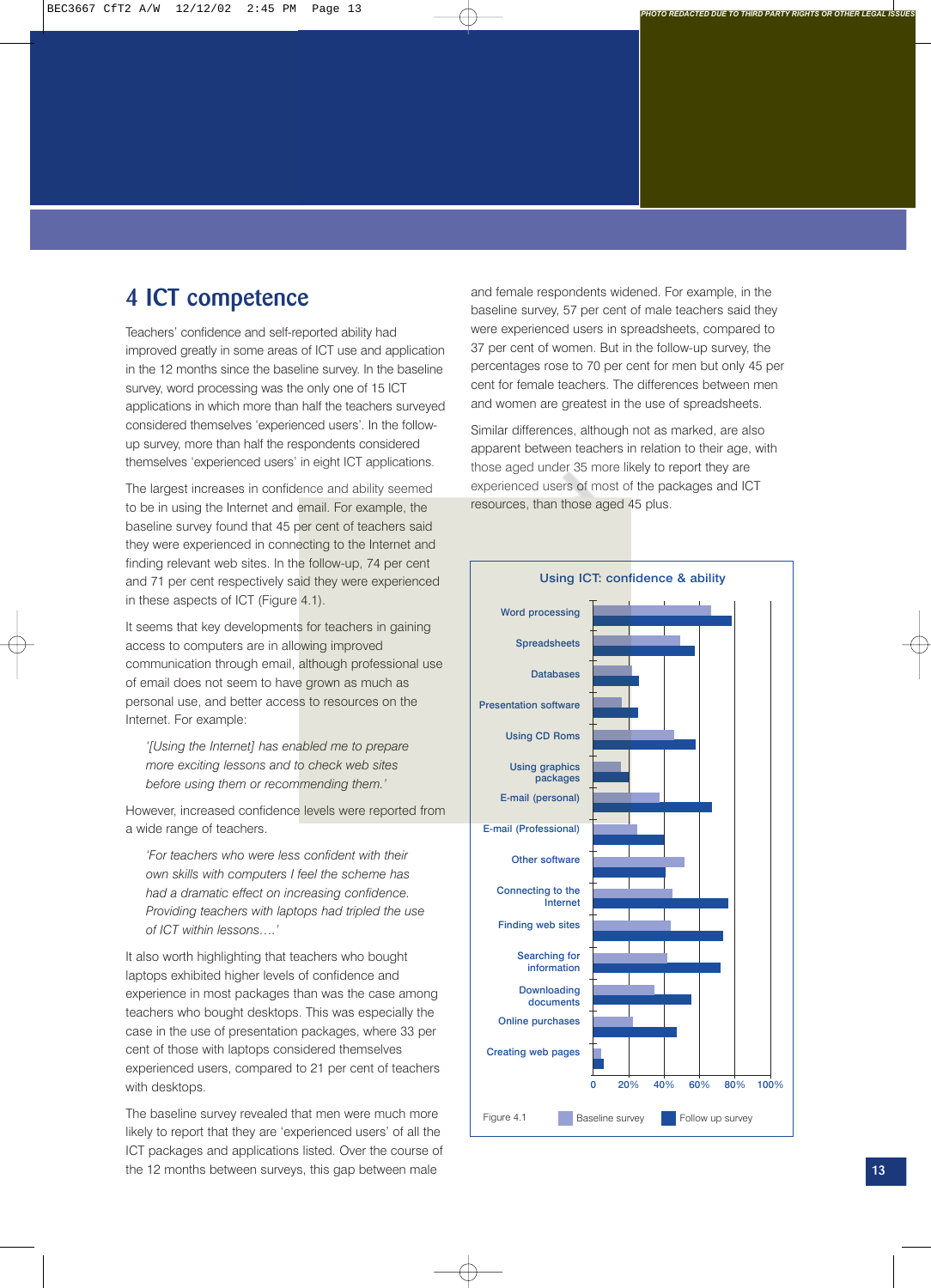# 4 ICT competence

Teachers' confidence and self-reported ability had improved greatly in some areas of ICT use and application in the 12 months since the baseline survey. In the baseline survey, word processing was the only one of 15 ICT applications in which more than half the teachers surveyed considered themselves 'experienced users'. In the follow-up survey, more than half the respondents considered themselves 'experienced users' in eight ICT applications.

The largest increases in confidence and ability seemed to be in using the Internet and email. For example, the baseline survey found that 45 per cent of teachers said they were experienced in connecting to the Internet and finding relevant web sites. In the follow-up, 74 per cent and 71 per cent respectively said they were experienced in these aspects of ICT (Figure 4.1).

It seems that key developments for teachers in gaining access to computers are in allowing improved communication through email, although professional use of email does not seem to have grown as much as personal use, and better access to resources on the Internet. For example:

> *'[Using the Internet] has enabled me to prepare more exciting lessons and to check web sites before using them or recommending them.'*

However, increased confidence levels were reported from a wide range of teachers.

> *'For teachers who were less confident with their own skills with computers I feel the scheme has had a dramatic effect on increasing confidence. Providing teachers with laptops had tripled the use of ICT within lessons….'*

It also worth highlighting that teachers who bought laptops exhibited higher levels of confidence and experience in most packages than was the case among teachers who bought desktops. This was especially the case in the use of presentation packages, where 33 per cent of those with laptops considered themselves experienced users, compared to 21 per cent of teachers with desktops.

The baseline survey revealed that men were much more likely to report that they are 'experienced users' of all the ICT packages and applications listed. Over the course of the 12 months between surveys, this gap between male and female respondents widened. For example, in the baseline survey, 57 per cent of male teachers said they were experienced users in spreadsheets, compared to 37 per cent of women. But in the follow-up survey, the percentages rose to 70 per cent for men but only 45 per cent for female teachers. The differences between men and women are greatest in the use of spreadsheets.

Similar differences, although not as marked, are also apparent between teachers in relation to their age, with those aged under 35 more likely to report they are experienced users of most of the packages and ICT resources, than those aged 45 plus.

**Using ICT: confidence & ability**

Categories (bar chart, 0–100%, Baseline survey vs Follow up survey): Word processing; Spreadsheets; Databases; Presentation software; Using CD Roms; Using graphics packages; E-mail (personal); E-mail (Professional); Other software; Connecting to the Internet; Finding web sites; Searching for information; Downloading documents; Online purchases; Creating web pages

Figure 4.1 — Baseline survey / Follow up survey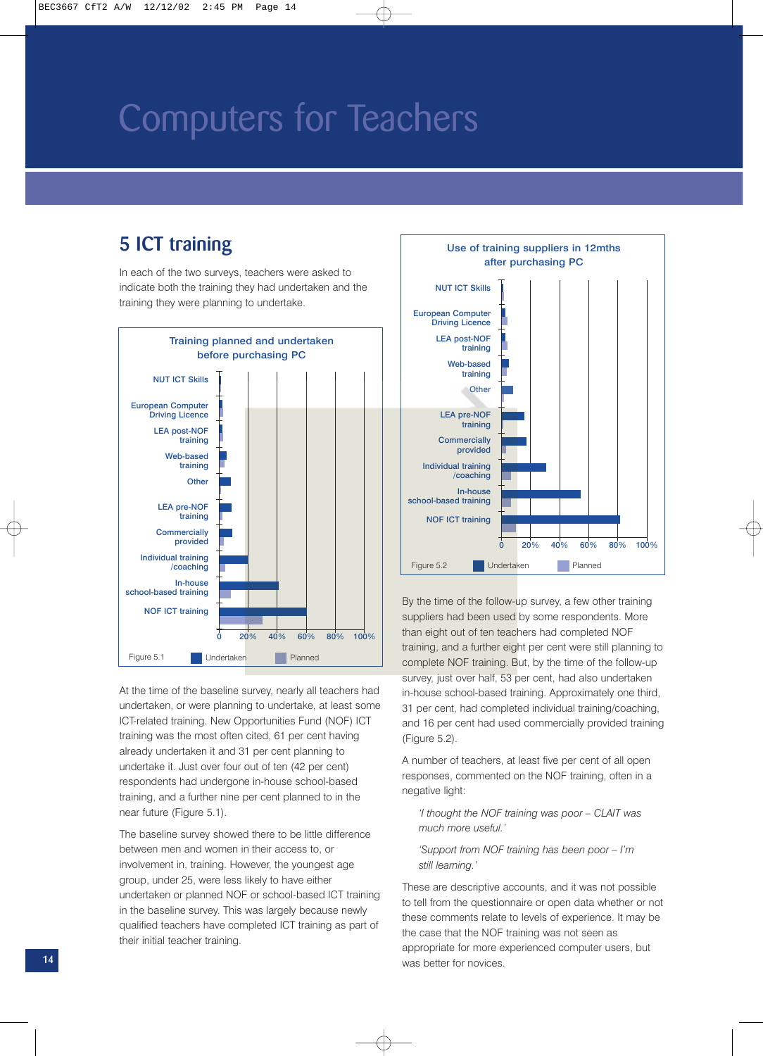# Computers for Teachers

## 5 ICT training

In each of the two surveys, teachers were asked to indicate both the training they had undertaken and the training they were planning to undertake.

**Training planned and undertaken before purchasing PC**

Categories: NUT ICT Skills; European Computer Driving Licence; LEA post-NOF training; Web-based training; Other; LEA pre-NOF training; Commercially provided; Individual training /coaching; In-house school-based training; NOF ICT training

Axis: 0, 20%, 40%, 60%, 80%, 100%

Figure 5.1 — Undertaken / Planned

At the time of the baseline survey, nearly all teachers had undertaken, or were planning to undertake, at least some ICT-related training. New Opportunities Fund (NOF) ICT training was the most often cited, 61 per cent having already undertaken it and 31 per cent planning to undertake it. Just over four out of ten (42 per cent) respondents had undergone in-house school-based training, and a further nine per cent planned to in the near future (Figure 5.1).

The baseline survey showed there to be little difference between men and women in their access to, or involvement in, training. However, the youngest age group, under 25, were less likely to have either undertaken or planned NOF or school-based ICT training in the baseline survey. This was largely because newly qualified teachers have completed ICT training as part of their initial teacher training.

**Use of training suppliers in 12mths after purchasing PC**

Categories: NUT ICT Skills; European Computer Driving Licence; LEA post-NOF training; Web-based training; Other; LEA pre-NOF training; Commercially provided; Individual training /coaching; In-house school-based training; NOF ICT training

Axis: 0, 20%, 40%, 60%, 80%, 100%

Figure 5.2 — Undertaken / Planned

By the time of the follow-up survey, a few other training suppliers had been used by some respondents. More than eight out of ten teachers had completed NOF training, and a further eight per cent were still planning to complete NOF training. But, by the time of the follow-up survey, just over half, 53 per cent, had also undertaken in-house school-based training. Approximately one third, 31 per cent, had completed individual training/coaching, and 16 per cent had used commercially provided training (Figure 5.2).

A number of teachers, at least five per cent of all open responses, commented on the NOF training, often in a negative light:

> *'I thought the NOF training was poor – CLAIT was much more useful.'*

> *'Support from NOF training has been poor – I'm still learning.'*

These are descriptive accounts, and it was not possible to tell from the questionnaire or open data whether or not these comments relate to levels of experience. It may be the case that the NOF training was not seen as appropriate for more experienced computer users, but was better for novices.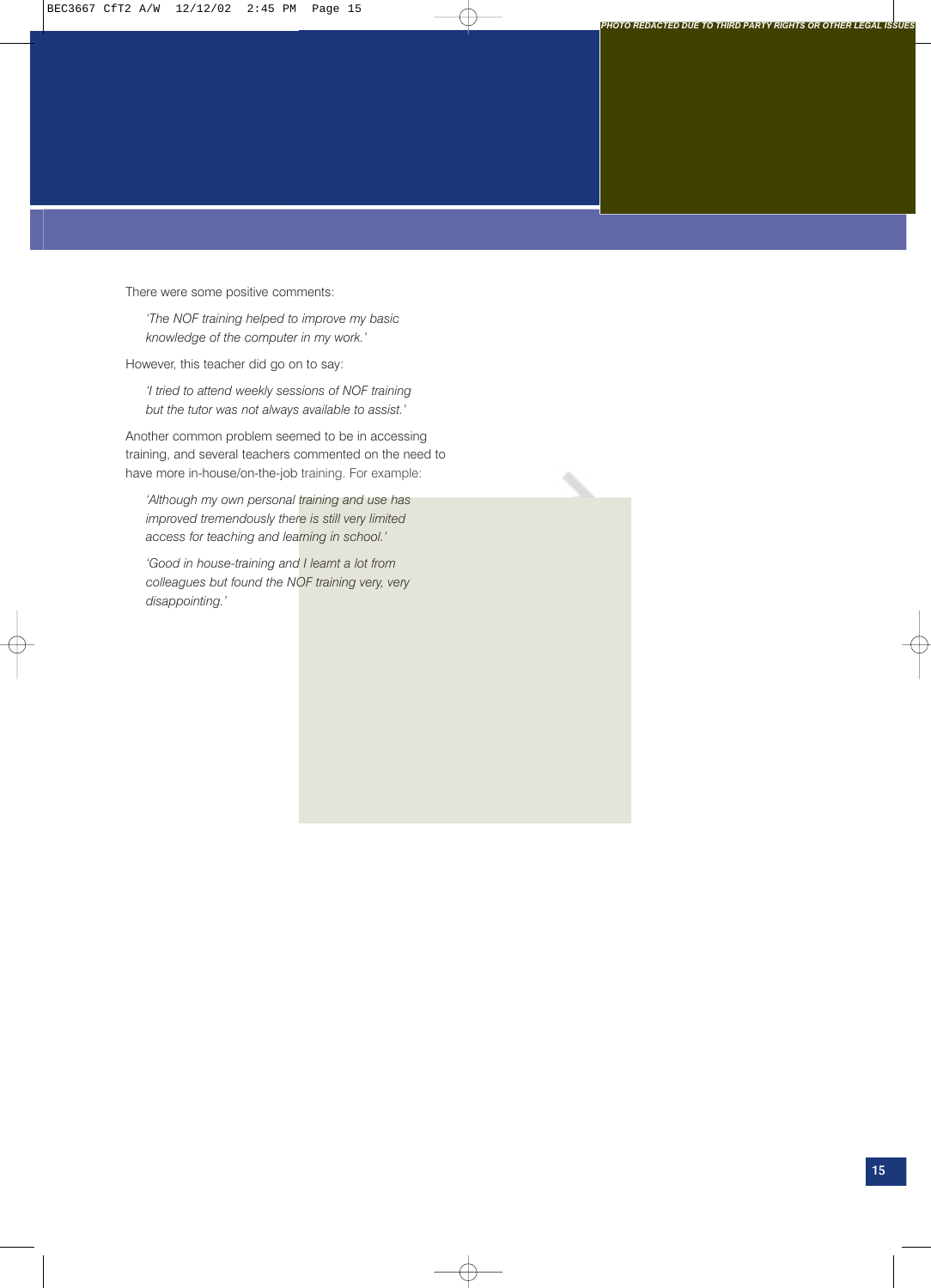PHOTO REDACTED DUE TO THIRD PARTY RIGHTS OR OTHER LEGAL ISSUES

There were some positive comments:

> *'The NOF training helped to improve my basic knowledge of the computer in my work.'*

However, this teacher did go on to say:

> *'I tried to attend weekly sessions of NOF training but the tutor was not always available to assist.'*

Another common problem seemed to be in accessing training, and several teachers commented on the need to have more in-house/on-the-job training. For example:

> *'Although my own personal training and use has improved tremendously there is still very limited access for teaching and learning in school.'*

> *'Good in house-training and I learnt a lot from colleagues but found the NOF training very, very disappointing.'*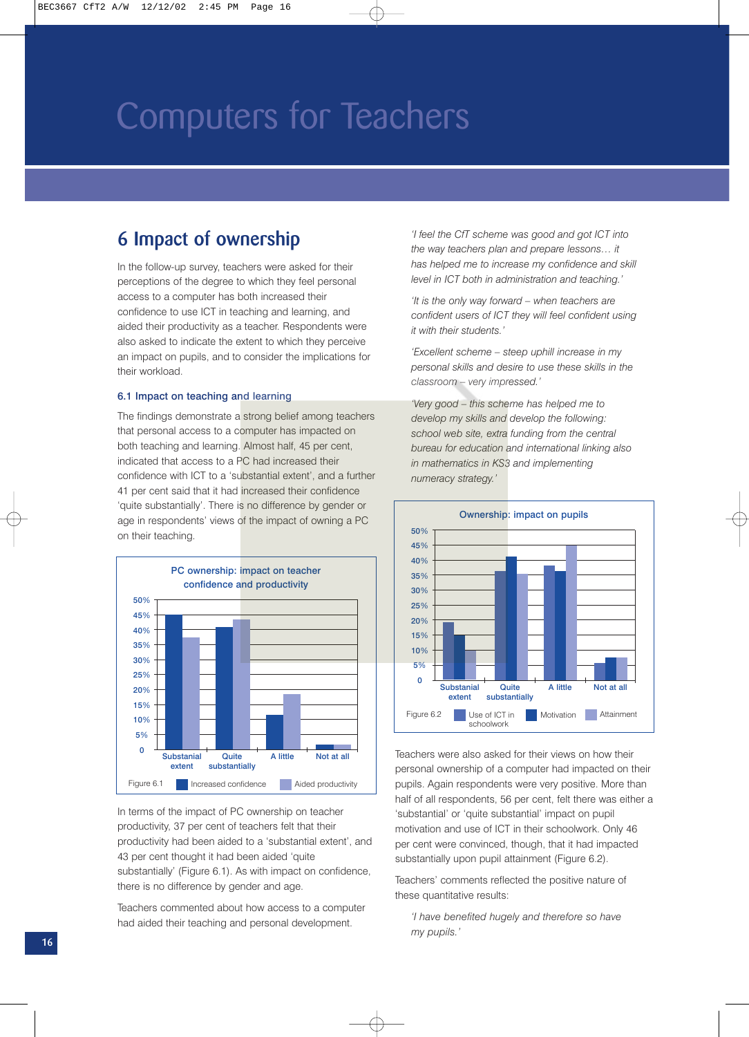# Computers for Teachers

## 6 Impact of ownership

In the follow-up survey, teachers were asked for their perceptions of the degree to which they feel personal access to a computer has both increased their confidence to use ICT in teaching and learning, and aided their productivity as a teacher. Respondents were also asked to indicate the extent to which they perceive an impact on pupils, and to consider the implications for their workload.

### 6.1 Impact on teaching and learning

The findings demonstrate a strong belief among teachers that personal access to a computer has impacted on both teaching and learning. Almost half, 45 per cent, indicated that access to a PC had increased their confidence with ICT to a 'substantial extent', and a further 41 per cent said that it had increased their confidence 'quite substantially'. There is no difference by gender or age in respondents' views of the impact of owning a PC on their teaching.

**PC ownership: impact on teacher confidence and productivity**

| | Substantial extent | Quite substantially | A little | Not at all |
|---|---|---|---|---|
| Increased confidence | 45% | 41% | 12% | 1.5% |
| Aided productivity | 37% | 43% | 18% | 1.5% |

Figure 6.1

In terms of the impact of PC ownership on teacher productivity, 37 per cent of teachers felt that their productivity had been aided to a 'substantial extent', and 43 per cent thought it had been aided 'quite substantially' (Figure 6.1). As with impact on confidence, there is no difference by gender and age.

Teachers commented about how access to a computer had aided their teaching and personal development.

*'I feel the CfT scheme was good and got ICT into the way teachers plan and prepare lessons… it has helped me to increase my confidence and skill level in ICT both in administration and teaching.'*

*'It is the only way forward – when teachers are confident users of ICT they will feel confident using it with their students.'*

*'Excellent scheme – steep uphill increase in my personal skills and desire to use these skills in the classroom – very impressed.'*

*'Very good – this scheme has helped me to develop my skills and develop the following: school web site, extra funding from the central bureau for education and international linking also in mathematics in KS3 and implementing numeracy strategy.'*

**Ownership: impact on pupils**

| | Substantial extent | Quite substantially | A little | Not at all |
|---|---|---|---|---|
| Use of ICT in schoolwork | 19% | 36% | 38% | 5% |
| Motivation | 15% | 41% | 36% | 7% |
| Attainment | 10% | 35% | 45% | 7% |

Figure 6.2

Teachers were also asked for their views on how their personal ownership of a computer had impacted on their pupils. Again respondents were very positive. More than half of all respondents, 56 per cent, felt there was either a 'substantial' or 'quite substantial' impact on pupil motivation and use of ICT in their schoolwork. Only 46 per cent were convinced, though, that it had impacted substantially upon pupil attainment (Figure 6.2).

Teachers' comments reflected the positive nature of these quantitative results:

*'I have benefited hugely and therefore so have my pupils.'*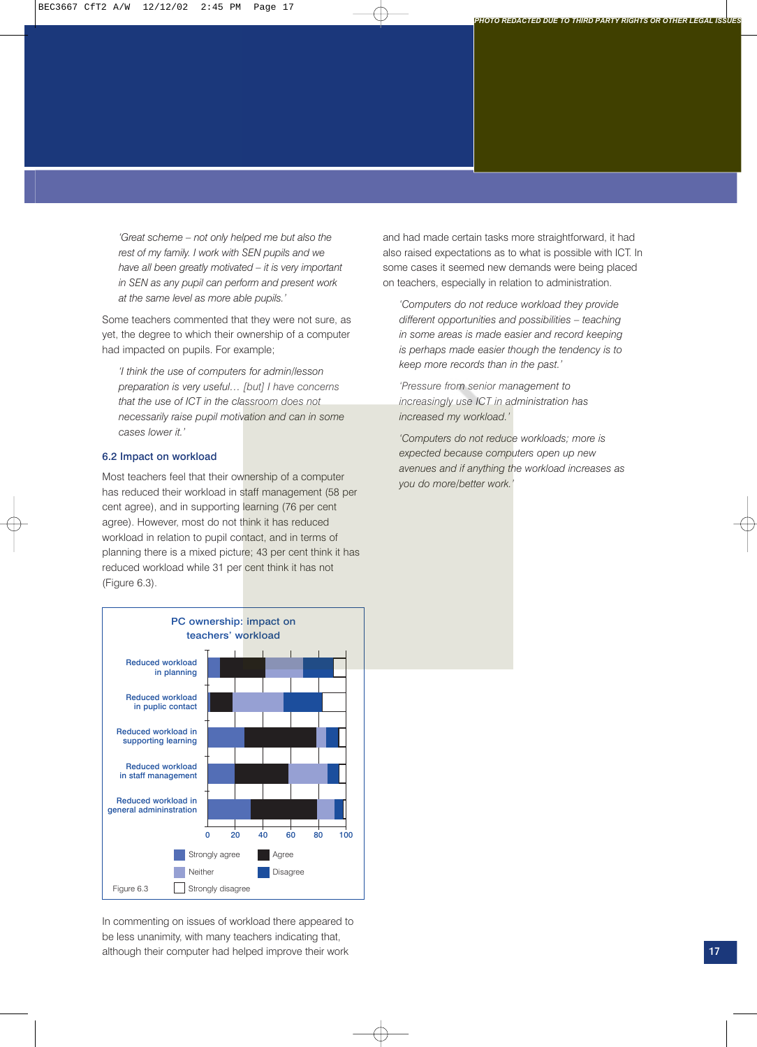*'Great scheme – not only helped me but also the rest of my family. I work with SEN pupils and we have all been greatly motivated – it is very important in SEN as any pupil can perform and present work at the same level as more able pupils.'*

Some teachers commented that they were not sure, as yet, the degree to which their ownership of a computer had impacted on pupils. For example;

*'I think the use of computers for admin/lesson preparation is very useful… [but] I have concerns that the use of ICT in the classroom does not necessarily raise pupil motivation and can in some cases lower it.'*

### 6.2 Impact on workload

Most teachers feel that their ownership of a computer has reduced their workload in staff management (58 per cent agree), and in supporting learning (76 per cent agree). However, most do not think it has reduced workload in relation to pupil contact, and in terms of planning there is a mixed picture; 43 per cent think it has reduced workload while 31 per cent think it has not (Figure 6.3).

**PC ownership: impact on teachers' workload**

Categories: Reduced workload in planning; Reduced workload in puplic contact; Reduced workload in supporting learning; Reduced workload in staff management; Reduced workload in general admininstration

Axis: 0, 20, 40, 60, 80, 100

Legend: Strongly agree, Agree, Neither, Disagree, Strongly disagree

Figure 6.3

In commenting on issues of workload there appeared to be less unanimity, with many teachers indicating that, although their computer had helped improve their work and had made certain tasks more straightforward, it had also raised expectations as to what is possible with ICT. In some cases it seemed new demands were being placed on teachers, especially in relation to administration.

*'Computers do not reduce workload they provide different opportunities and possibilities – teaching in some areas is made easier and record keeping is perhaps made easier though the tendency is to keep more records than in the past.'*

*'Pressure from senior management to increasingly use ICT in administration has increased my workload.'*

*'Computers do not reduce workloads; more is expected because computers open up new avenues and if anything the workload increases as you do more/better work.'*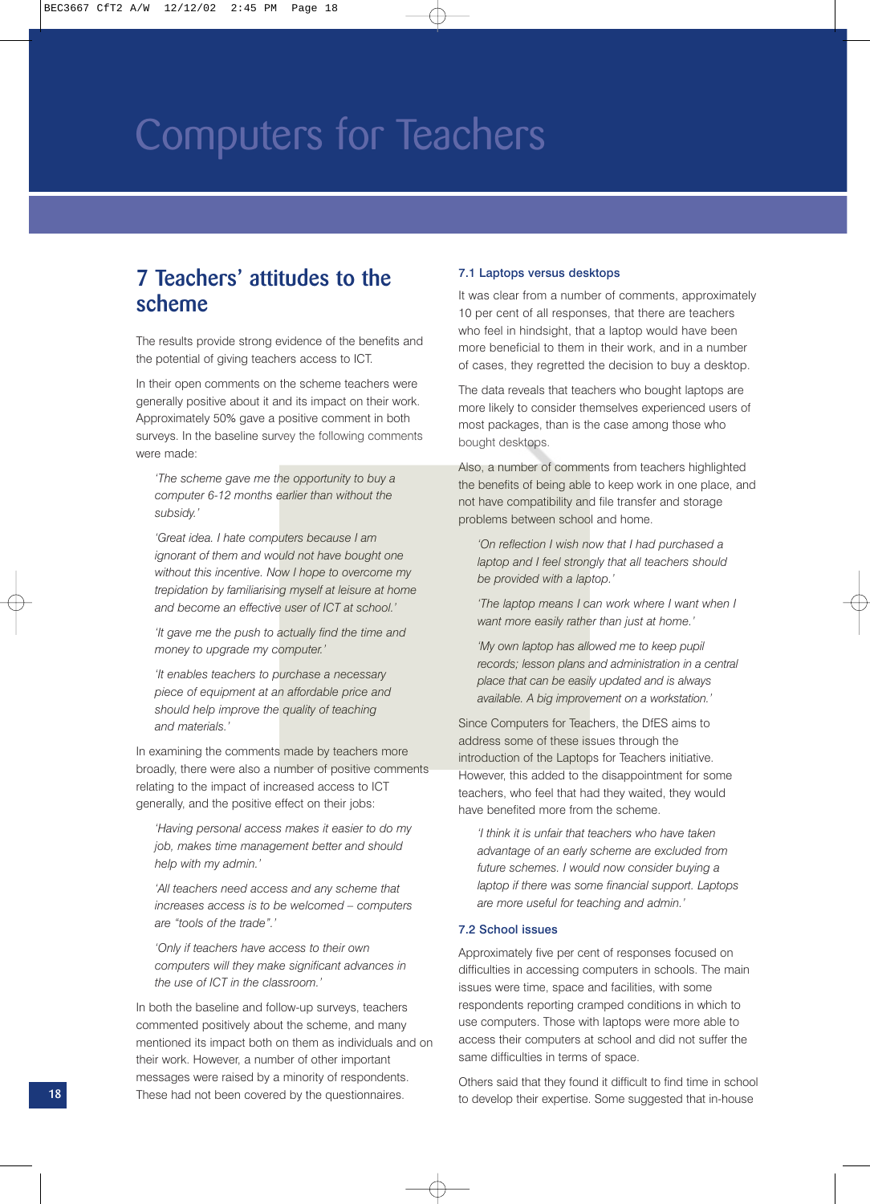# Computers for Teachers

## 7 Teachers' attitudes to the scheme

The results provide strong evidence of the benefits and the potential of giving teachers access to ICT.

In their open comments on the scheme teachers were generally positive about it and its impact on their work. Approximately 50% gave a positive comment in both surveys. In the baseline survey the following comments were made:

> *'The scheme gave me the opportunity to buy a computer 6-12 months earlier than without the subsidy.'*

> *'Great idea. I hate computers because I am ignorant of them and would not have bought one without this incentive. Now I hope to overcome my trepidation by familiarising myself at leisure at home and become an effective user of ICT at school.'*

> *'It gave me the push to actually find the time and money to upgrade my computer.'*

> *'It enables teachers to purchase a necessary piece of equipment at an affordable price and should help improve the quality of teaching and materials.'*

In examining the comments made by teachers more broadly, there were also a number of positive comments relating to the impact of increased access to ICT generally, and the positive effect on their jobs:

> *'Having personal access makes it easier to do my job, makes time management better and should help with my admin.'*

> *'All teachers need access and any scheme that increases access is to be welcomed – computers are "tools of the trade".'*

> *'Only if teachers have access to their own computers will they make significant advances in the use of ICT in the classroom.'*

In both the baseline and follow-up surveys, teachers commented positively about the scheme, and many mentioned its impact both on them as individuals and on their work. However, a number of other important messages were raised by a minority of respondents. These had not been covered by the questionnaires.

### 7.1 Laptops versus desktops

It was clear from a number of comments, approximately 10 per cent of all responses, that there are teachers who feel in hindsight, that a laptop would have been more beneficial to them in their work, and in a number of cases, they regretted the decision to buy a desktop.

The data reveals that teachers who bought laptops are more likely to consider themselves experienced users of most packages, than is the case among those who bought desktops.

Also, a number of comments from teachers highlighted the benefits of being able to keep work in one place, and not have compatibility and file transfer and storage problems between school and home.

> *'On reflection I wish now that I had purchased a laptop and I feel strongly that all teachers should be provided with a laptop.'*

> *'The laptop means I can work where I want when I want more easily rather than just at home.'*

> *'My own laptop has allowed me to keep pupil records; lesson plans and administration in a central place that can be easily updated and is always available. A big improvement on a workstation.'*

Since Computers for Teachers, the DfES aims to address some of these issues through the introduction of the Laptops for Teachers initiative. However, this added to the disappointment for some teachers, who feel that had they waited, they would have benefited more from the scheme.

> *'I think it is unfair that teachers who have taken advantage of an early scheme are excluded from future schemes. I would now consider buying a laptop if there was some financial support. Laptops are more useful for teaching and admin.'*

### 7.2 School issues

Approximately five per cent of responses focused on difficulties in accessing computers in schools. The main issues were time, space and facilities, with some respondents reporting cramped conditions in which to use computers. Those with laptops were more able to access their computers at school and did not suffer the same difficulties in terms of space.

Others said that they found it difficult to find time in school to develop their expertise. Some suggested that in-house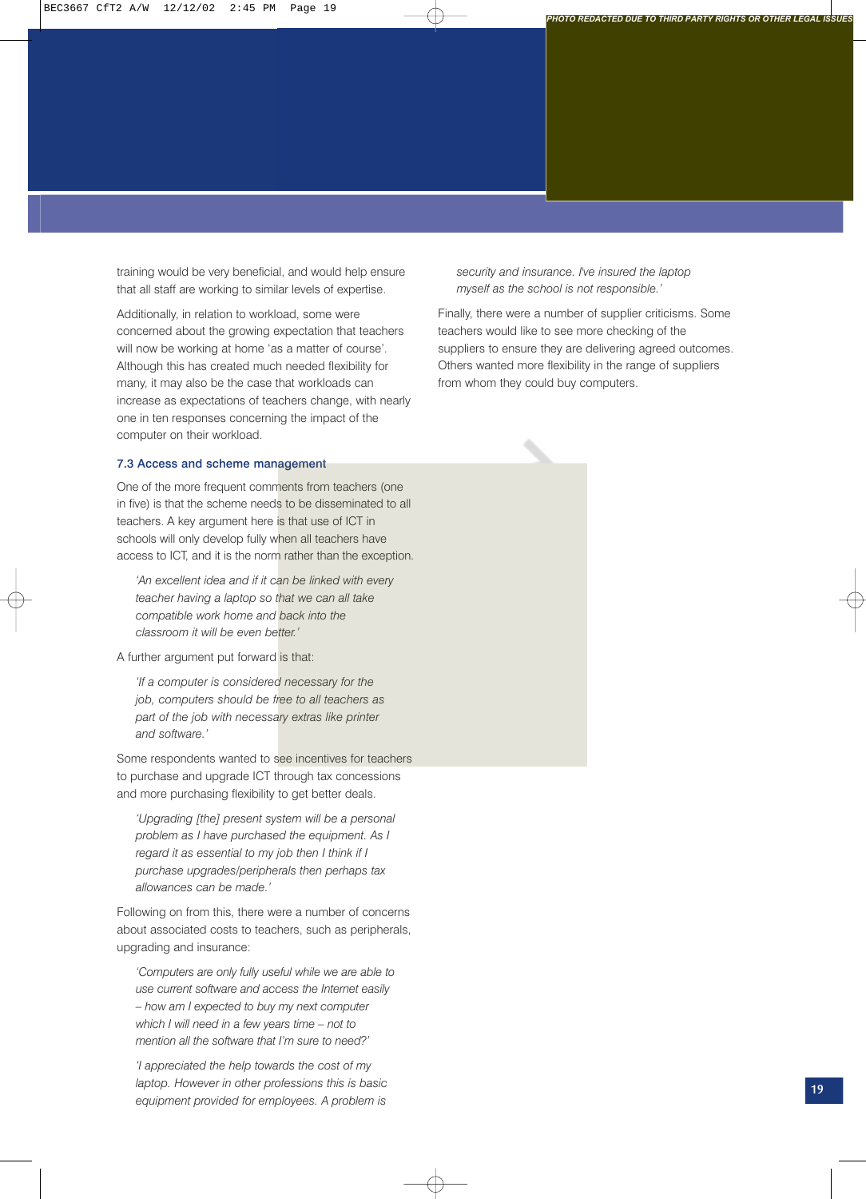training would be very beneficial, and would help ensure that all staff are working to similar levels of expertise.

Additionally, in relation to workload, some were concerned about the growing expectation that teachers will now be working at home 'as a matter of course'. Although this has created much needed flexibility for many, it may also be the case that workloads can increase as expectations of teachers change, with nearly one in ten responses concerning the impact of the computer on their workload.

### 7.3 Access and scheme management

One of the more frequent comments from teachers (one in five) is that the scheme needs to be disseminated to all teachers. A key argument here is that use of ICT in schools will only develop fully when all teachers have access to ICT, and it is the norm rather than the exception.

> *'An excellent idea and if it can be linked with every teacher having a laptop so that we can all take compatible work home and back into the classroom it will be even better.'*

A further argument put forward is that:

> *'If a computer is considered necessary for the job, computers should be free to all teachers as part of the job with necessary extras like printer and software.'*

Some respondents wanted to see incentives for teachers to purchase and upgrade ICT through tax concessions and more purchasing flexibility to get better deals.

> *'Upgrading [the] present system will be a personal problem as I have purchased the equipment. As I regard it as essential to my job then I think if I purchase upgrades/peripherals then perhaps tax allowances can be made.'*

Following on from this, there were a number of concerns about associated costs to teachers, such as peripherals, upgrading and insurance:

> *'Computers are only fully useful while we are able to use current software and access the Internet easily – how am I expected to buy my next computer which I will need in a few years time – not to mention all the software that I'm sure to need?'*

> *'I appreciated the help towards the cost of my laptop. However in other professions this is basic equipment provided for employees. A problem is security and insurance. I've insured the laptop myself as the school is not responsible.'*

Finally, there were a number of supplier criticisms. Some teachers would like to see more checking of the suppliers to ensure they are delivering agreed outcomes. Others wanted more flexibility in the range of suppliers from whom they could buy computers.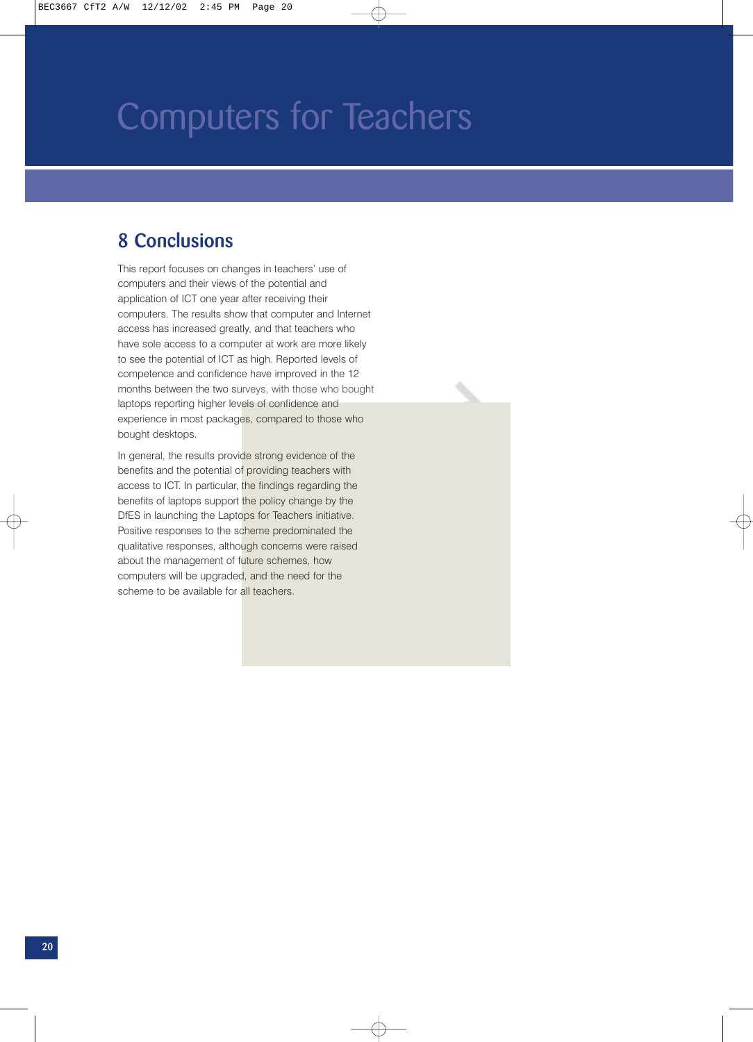# Computers for Teachers

## 8 Conclusions

This report focuses on changes in teachers' use of computers and their views of the potential and application of ICT one year after receiving their computers. The results show that computer and Internet access has increased greatly, and that teachers who have sole access to a computer at work are more likely to see the potential of ICT as high. Reported levels of competence and confidence have improved in the 12 months between the two surveys, with those who bought laptops reporting higher levels of confidence and experience in most packages, compared to those who bought desktops.

In general, the results provide strong evidence of the benefits and the potential of providing teachers with access to ICT. In particular, the findings regarding the benefits of laptops support the policy change by the DfES in launching the Laptops for Teachers initiative. Positive responses to the scheme predominated the qualitative responses, although concerns were raised about the management of future schemes, how computers will be upgraded, and the need for the scheme to be available for all teachers.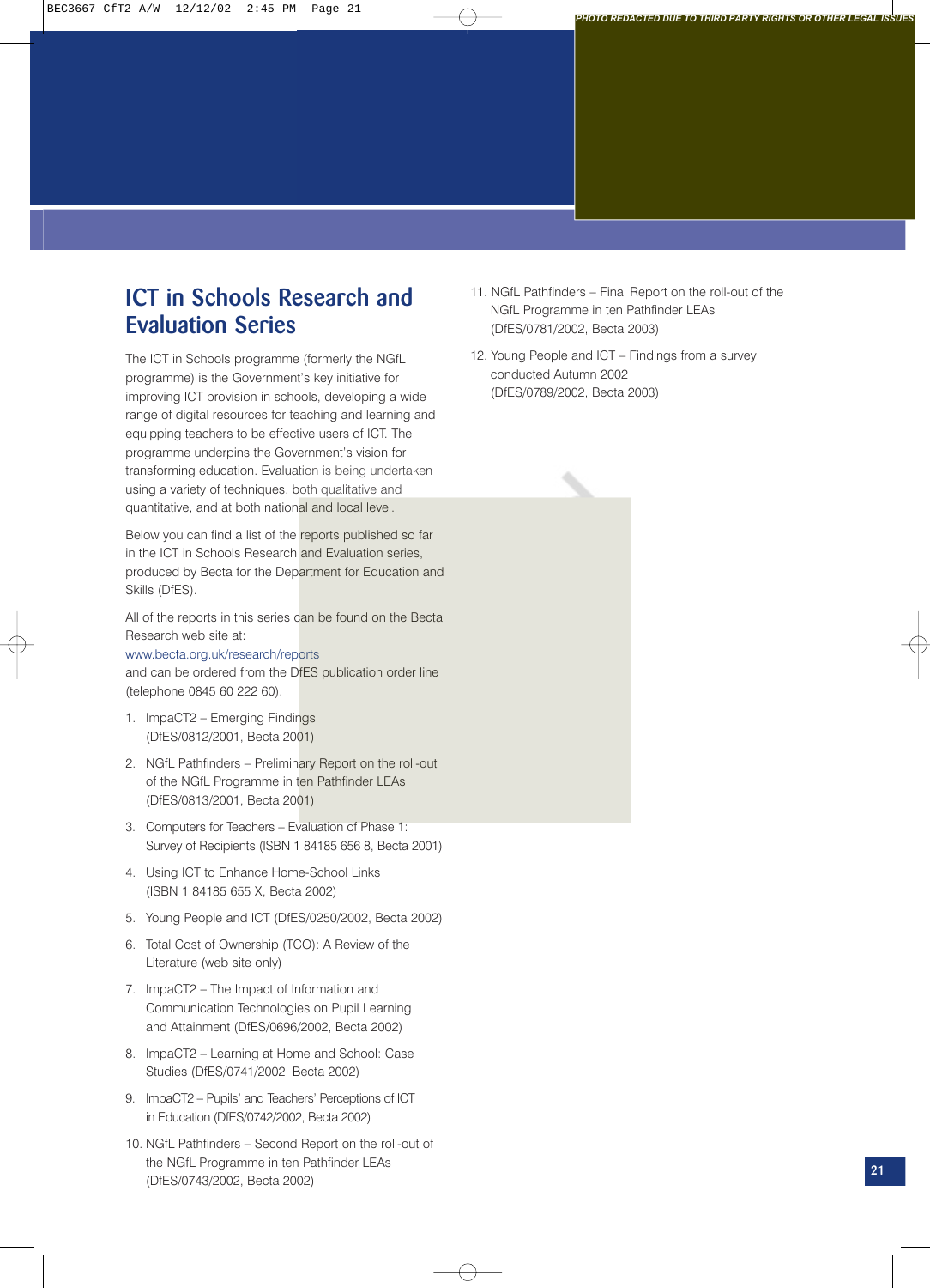# ICT in Schools Research and Evaluation Series

The ICT in Schools programme (formerly the NGfL programme) is the Government's key initiative for improving ICT provision in schools, developing a wide range of digital resources for teaching and learning and equipping teachers to be effective users of ICT. The programme underpins the Government's vision for transforming education. Evaluation is being undertaken using a variety of techniques, both qualitative and quantitative, and at both national and local level.

Below you can find a list of the reports published so far in the ICT in Schools Research and Evaluation series, produced by Becta for the Department for Education and Skills (DfES).

All of the reports in this series can be found on the Becta Research web site at:
www.becta.org.uk/research/reports
and can be ordered from the DfES publication order line (telephone 0845 60 222 60).

1. ImpaCT2 – Emerging Findings (DfES/0812/2001, Becta 2001)
2. NGfL Pathfinders – Preliminary Report on the roll-out of the NGfL Programme in ten Pathfinder LEAs (DfES/0813/2001, Becta 2001)
3. Computers for Teachers – Evaluation of Phase 1: Survey of Recipients (ISBN 1 84185 656 8, Becta 2001)
4. Using ICT to Enhance Home-School Links (ISBN 1 84185 655 X, Becta 2002)
5. Young People and ICT (DfES/0250/2002, Becta 2002)
6. Total Cost of Ownership (TCO): A Review of the Literature (web site only)
7. ImpaCT2 – The Impact of Information and Communication Technologies on Pupil Learning and Attainment (DfES/0696/2002, Becta 2002)
8. ImpaCT2 – Learning at Home and School: Case Studies (DfES/0741/2002, Becta 2002)
9. ImpaCT2 – Pupils' and Teachers' Perceptions of ICT in Education (DfES/0742/2002, Becta 2002)
10. NGfL Pathfinders – Second Report on the roll-out of the NGfL Programme in ten Pathfinder LEAs (DfES/0743/2002, Becta 2002)
11. NGfL Pathfinders – Final Report on the roll-out of the NGfL Programme in ten Pathfinder LEAs (DfES/0781/2002, Becta 2003)
12. Young People and ICT – Findings from a survey conducted Autumn 2002 (DfES/0789/2002, Becta 2003)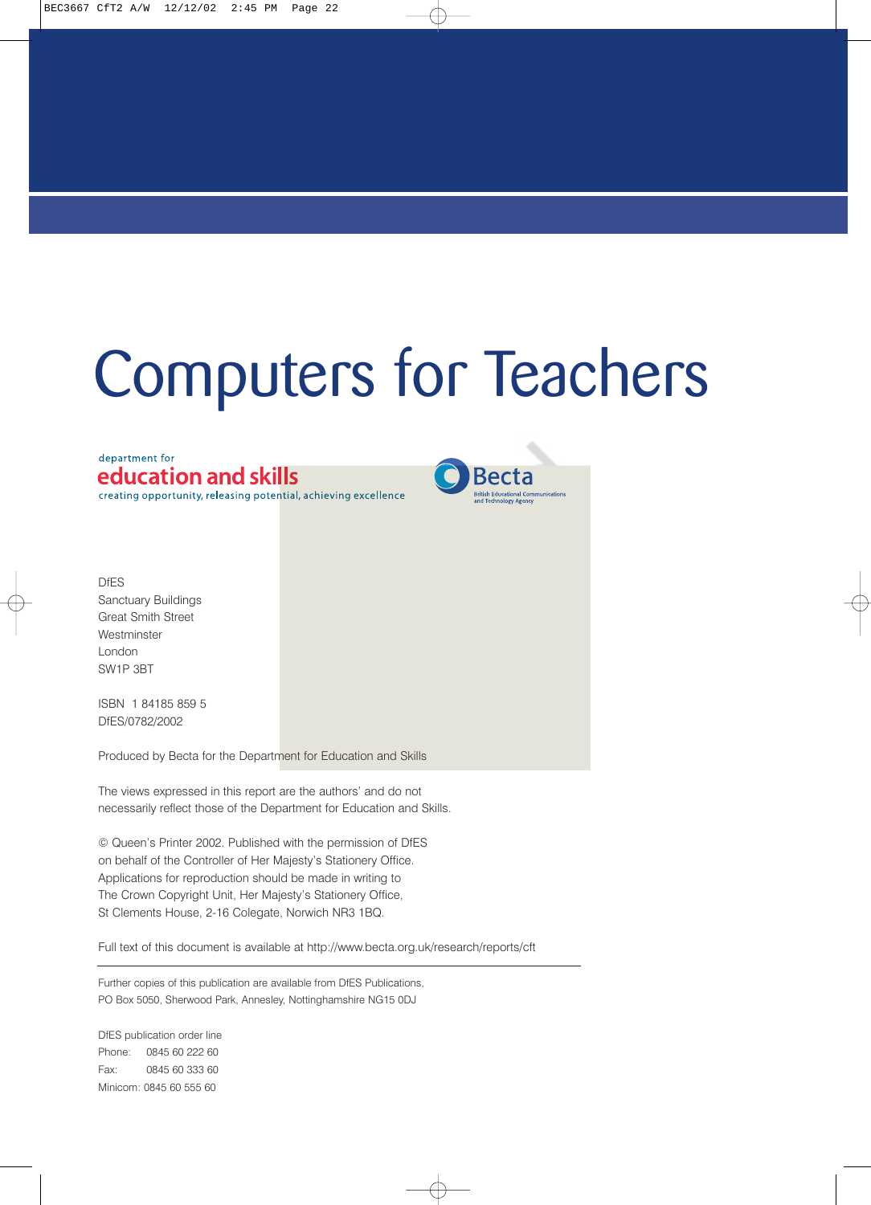# Computers for Teachers

department for
**education and skills**
creating opportunity, releasing potential, achieving excellence

Becta
British Educational Communications and Technology Agency

DfES
Sanctuary Buildings
Great Smith Street
Westminster
London
SW1P 3BT

ISBN 1 84185 859 5
DfES/0782/2002

Produced by Becta for the Department for Education and Skills

The views expressed in this report are the authors' and do not necessarily reflect those of the Department for Education and Skills.

© Queen's Printer 2002. Published with the permission of DfES on behalf of the Controller of Her Majesty's Stationery Office. Applications for reproduction should be made in writing to The Crown Copyright Unit, Her Majesty's Stationery Office, St Clements House, 2-16 Colegate, Norwich NR3 1BQ.

Full text of this document is available at http://www.becta.org.uk/research/reports/cft

---

Further copies of this publication are available from DfES Publications,
PO Box 5050, Sherwood Park, Annesley, Nottinghamshire NG15 0DJ

DfES publication order line
Phone: 0845 60 222 60
Fax: 0845 60 333 60
Minicom: 0845 60 555 60